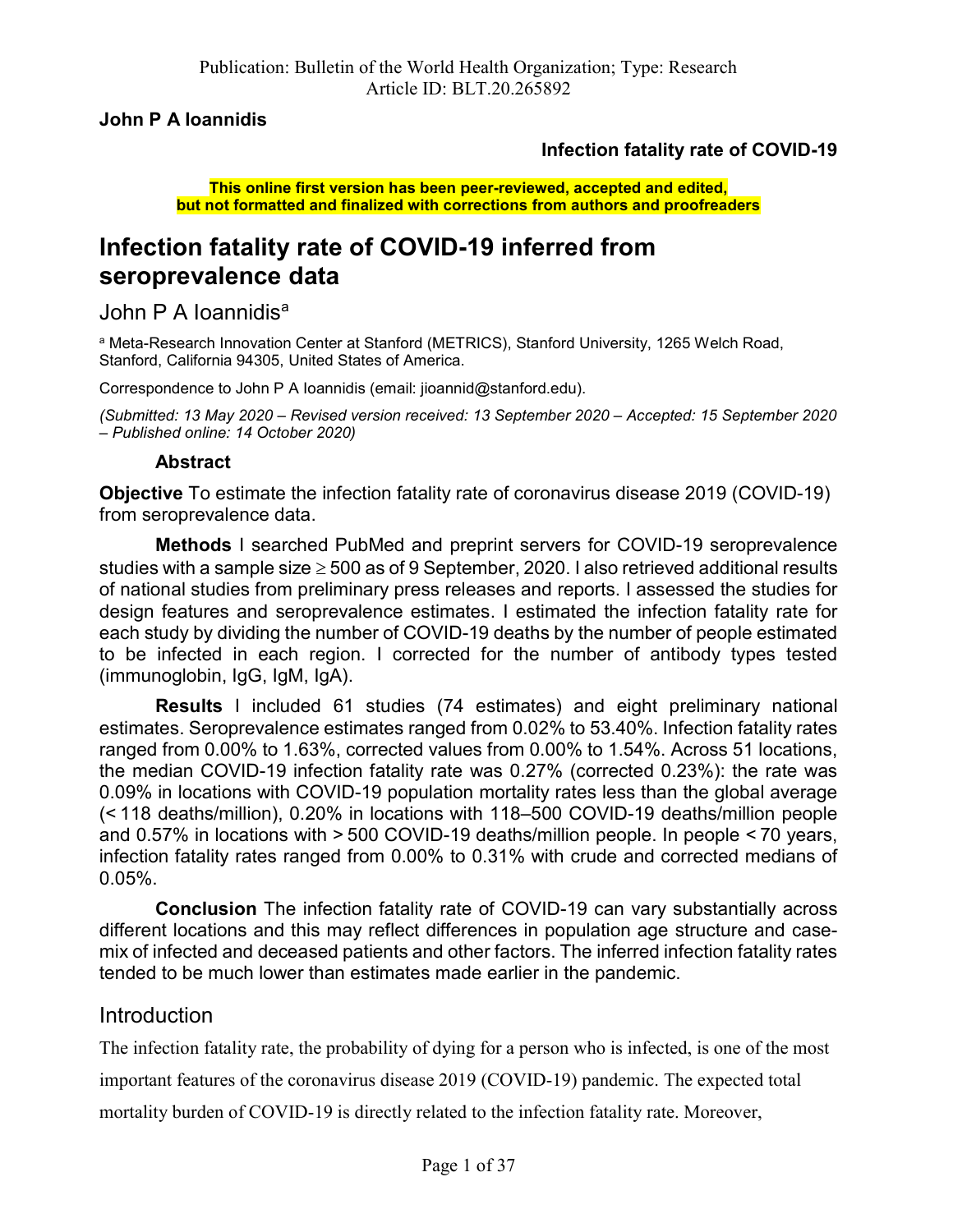Publication: Bulletin of the World Health Organization; Type: Research
Article ID: BLT.20.265892

**John P A Ioannidis**

**Infection fatality rate of COVID-19**

**This online first version has been peer-reviewed, accepted and edited, but not formatted and finalized with corrections from authors and proofreaders**

# Infection fatality rate of COVID-19 inferred from seroprevalence data

John P A Ioannidis[a]

[a] Meta-Research Innovation Center at Stanford (METRICS), Stanford University, 1265 Welch Road, Stanford, California 94305, United States of America.

Correspondence to John P A Ioannidis (email: jioannid@stanford.edu).

*(Submitted: 13 May 2020 – Revised version received: 13 September 2020 – Accepted: 15 September 2020 – Published online: 14 October 2020)*

### Abstract

**Objective** To estimate the infection fatality rate of coronavirus disease 2019 (COVID-19) from seroprevalence data.

**Methods** I searched PubMed and preprint servers for COVID-19 seroprevalence studies with a sample size ≥ 500 as of 9 September, 2020. I also retrieved additional results of national studies from preliminary press releases and reports. I assessed the studies for design features and seroprevalence estimates. I estimated the infection fatality rate for each study by dividing the number of COVID-19 deaths by the number of people estimated to be infected in each region. I corrected for the number of antibody types tested (immunoglobin, IgG, IgM, IgA).

**Results** I included 61 studies (74 estimates) and eight preliminary national estimates. Seroprevalence estimates ranged from 0.02% to 53.40%. Infection fatality rates ranged from 0.00% to 1.63%, corrected values from 0.00% to 1.54%. Across 51 locations, the median COVID-19 infection fatality rate was 0.27% (corrected 0.23%): the rate was 0.09% in locations with COVID-19 population mortality rates less than the global average (< 118 deaths/million), 0.20% in locations with 118–500 COVID-19 deaths/million people and 0.57% in locations with > 500 COVID-19 deaths/million people. In people < 70 years, infection fatality rates ranged from 0.00% to 0.31% with crude and corrected medians of 0.05%.

**Conclusion** The infection fatality rate of COVID-19 can vary substantially across different locations and this may reflect differences in population age structure and case-mix of infected and deceased patients and other factors. The inferred infection fatality rates tended to be much lower than estimates made earlier in the pandemic.

## Introduction

The infection fatality rate, the probability of dying for a person who is infected, is one of the most important features of the coronavirus disease 2019 (COVID-19) pandemic. The expected total mortality burden of COVID-19 is directly related to the infection fatality rate. Moreover,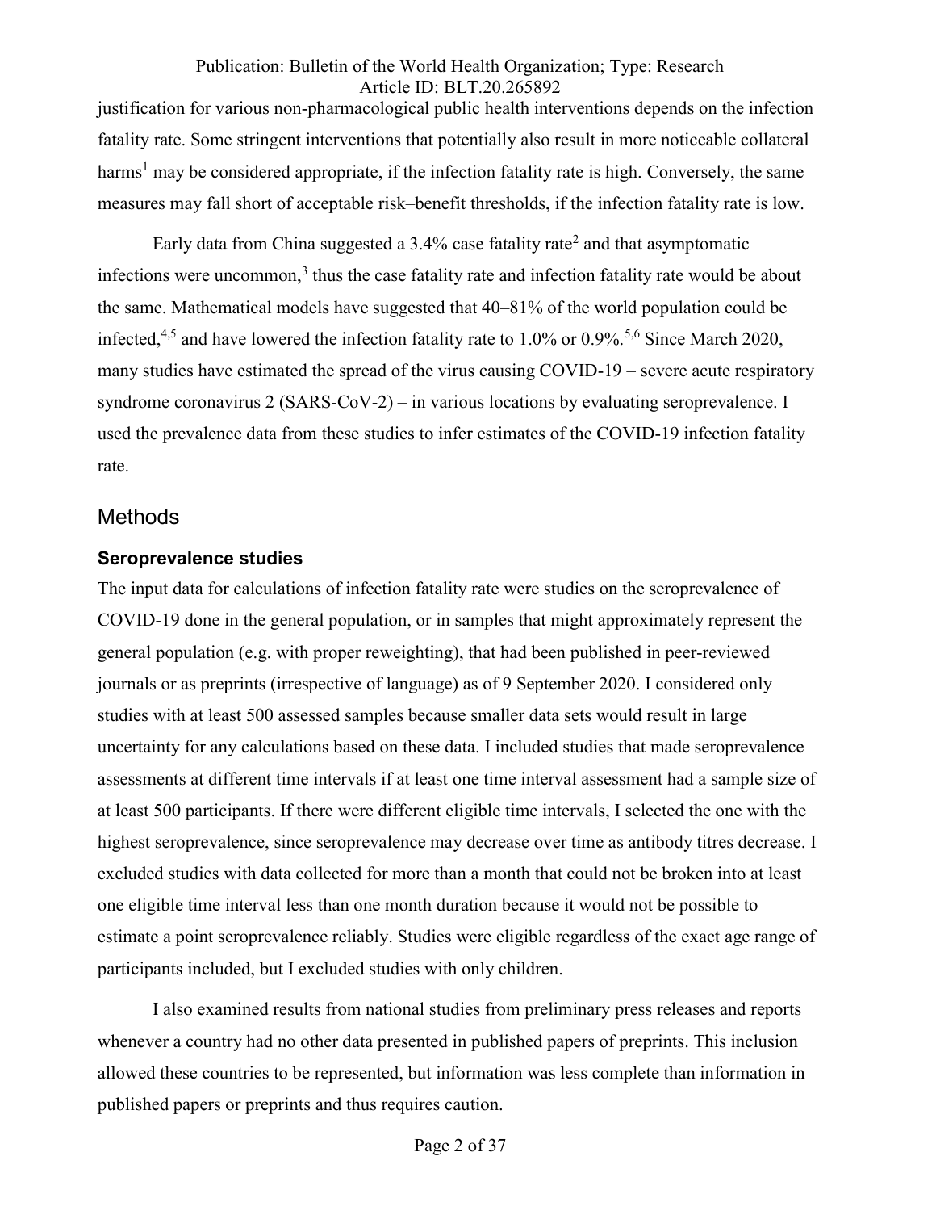justification for various non-pharmacological public health interventions depends on the infection fatality rate. Some stringent interventions that potentially also result in more noticeable collateral harms[1] may be considered appropriate, if the infection fatality rate is high. Conversely, the same measures may fall short of acceptable risk–benefit thresholds, if the infection fatality rate is low.

Early data from China suggested a 3.4% case fatality rate[2] and that asymptomatic infections were uncommon,[3] thus the case fatality rate and infection fatality rate would be about the same. Mathematical models have suggested that 40–81% of the world population could be infected,[4,5] and have lowered the infection fatality rate to 1.0% or 0.9%.[5,6] Since March 2020, many studies have estimated the spread of the virus causing COVID-19 – severe acute respiratory syndrome coronavirus 2 (SARS-CoV-2) – in various locations by evaluating seroprevalence. I used the prevalence data from these studies to infer estimates of the COVID-19 infection fatality rate.

## Methods

### Seroprevalence studies

The input data for calculations of infection fatality rate were studies on the seroprevalence of COVID-19 done in the general population, or in samples that might approximately represent the general population (e.g. with proper reweighting), that had been published in peer-reviewed journals or as preprints (irrespective of language) as of 9 September 2020. I considered only studies with at least 500 assessed samples because smaller data sets would result in large uncertainty for any calculations based on these data. I included studies that made seroprevalence assessments at different time intervals if at least one time interval assessment had a sample size of at least 500 participants. If there were different eligible time intervals, I selected the one with the highest seroprevalence, since seroprevalence may decrease over time as antibody titres decrease. I excluded studies with data collected for more than a month that could not be broken into at least one eligible time interval less than one month duration because it would not be possible to estimate a point seroprevalence reliably. Studies were eligible regardless of the exact age range of participants included, but I excluded studies with only children.

I also examined results from national studies from preliminary press releases and reports whenever a country had no other data presented in published papers of preprints. This inclusion allowed these countries to be represented, but information was less complete than information in published papers or preprints and thus requires caution.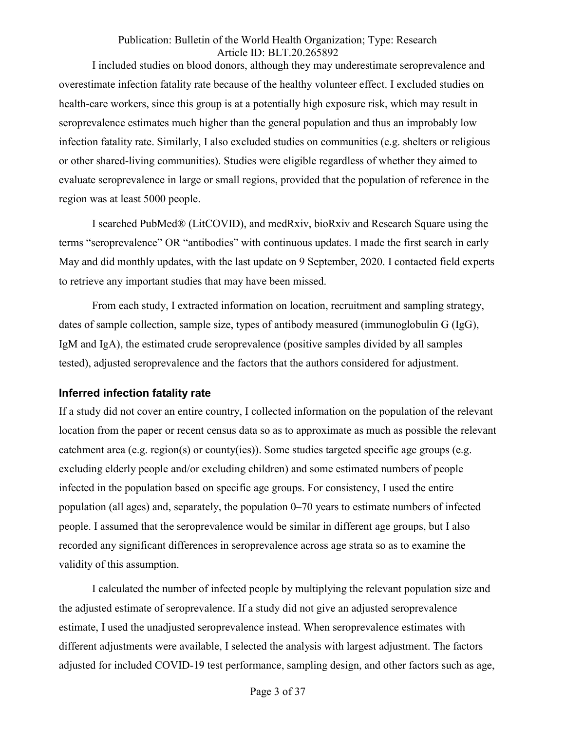I included studies on blood donors, although they may underestimate seroprevalence and overestimate infection fatality rate because of the healthy volunteer effect. I excluded studies on health-care workers, since this group is at a potentially high exposure risk, which may result in seroprevalence estimates much higher than the general population and thus an improbably low infection fatality rate. Similarly, I also excluded studies on communities (e.g. shelters or religious or other shared-living communities). Studies were eligible regardless of whether they aimed to evaluate seroprevalence in large or small regions, provided that the population of reference in the region was at least 5000 people.

I searched PubMed® (LitCOVID), and medRxiv, bioRxiv and Research Square using the terms "seroprevalence" OR "antibodies" with continuous updates. I made the first search in early May and did monthly updates, with the last update on 9 September, 2020. I contacted field experts to retrieve any important studies that may have been missed.

From each study, I extracted information on location, recruitment and sampling strategy, dates of sample collection, sample size, types of antibody measured (immunoglobulin G (IgG), IgM and IgA), the estimated crude seroprevalence (positive samples divided by all samples tested), adjusted seroprevalence and the factors that the authors considered for adjustment.

### Inferred infection fatality rate

If a study did not cover an entire country, I collected information on the population of the relevant location from the paper or recent census data so as to approximate as much as possible the relevant catchment area (e.g. region(s) or county(ies)). Some studies targeted specific age groups (e.g. excluding elderly people and/or excluding children) and some estimated numbers of people infected in the population based on specific age groups. For consistency, I used the entire population (all ages) and, separately, the population 0–70 years to estimate numbers of infected people. I assumed that the seroprevalence would be similar in different age groups, but I also recorded any significant differences in seroprevalence across age strata so as to examine the validity of this assumption.

I calculated the number of infected people by multiplying the relevant population size and the adjusted estimate of seroprevalence. If a study did not give an adjusted seroprevalence estimate, I used the unadjusted seroprevalence instead. When seroprevalence estimates with different adjustments were available, I selected the analysis with largest adjustment. The factors adjusted for included COVID-19 test performance, sampling design, and other factors such as age,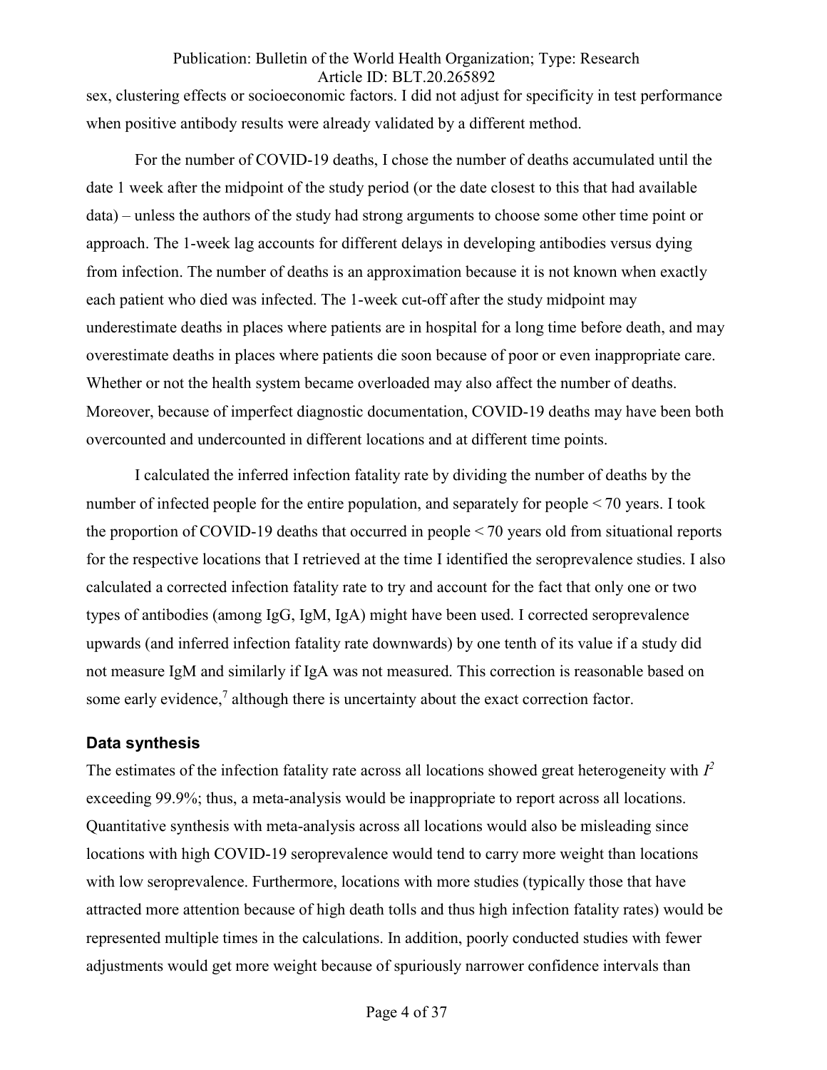sex, clustering effects or socioeconomic factors. I did not adjust for specificity in test performance when positive antibody results were already validated by a different method.

For the number of COVID-19 deaths, I chose the number of deaths accumulated until the date 1 week after the midpoint of the study period (or the date closest to this that had available data) – unless the authors of the study had strong arguments to choose some other time point or approach. The 1-week lag accounts for different delays in developing antibodies versus dying from infection. The number of deaths is an approximation because it is not known when exactly each patient who died was infected. The 1-week cut-off after the study midpoint may underestimate deaths in places where patients are in hospital for a long time before death, and may overestimate deaths in places where patients die soon because of poor or even inappropriate care. Whether or not the health system became overloaded may also affect the number of deaths. Moreover, because of imperfect diagnostic documentation, COVID-19 deaths may have been both overcounted and undercounted in different locations and at different time points.

I calculated the inferred infection fatality rate by dividing the number of deaths by the number of infected people for the entire population, and separately for people < 70 years. I took the proportion of COVID-19 deaths that occurred in people < 70 years old from situational reports for the respective locations that I retrieved at the time I identified the seroprevalence studies. I also calculated a corrected infection fatality rate to try and account for the fact that only one or two types of antibodies (among IgG, IgM, IgA) might have been used. I corrected seroprevalence upwards (and inferred infection fatality rate downwards) by one tenth of its value if a study did not measure IgM and similarly if IgA was not measured. This correction is reasonable based on some early evidence,[7] although there is uncertainty about the exact correction factor.

### Data synthesis

The estimates of the infection fatality rate across all locations showed great heterogeneity with $I^2$ exceeding 99.9%; thus, a meta-analysis would be inappropriate to report across all locations. Quantitative synthesis with meta-analysis across all locations would also be misleading since locations with high COVID-19 seroprevalence would tend to carry more weight than locations with low seroprevalence. Furthermore, locations with more studies (typically those that have attracted more attention because of high death tolls and thus high infection fatality rates) would be represented multiple times in the calculations. In addition, poorly conducted studies with fewer adjustments would get more weight because of spuriously narrower confidence intervals than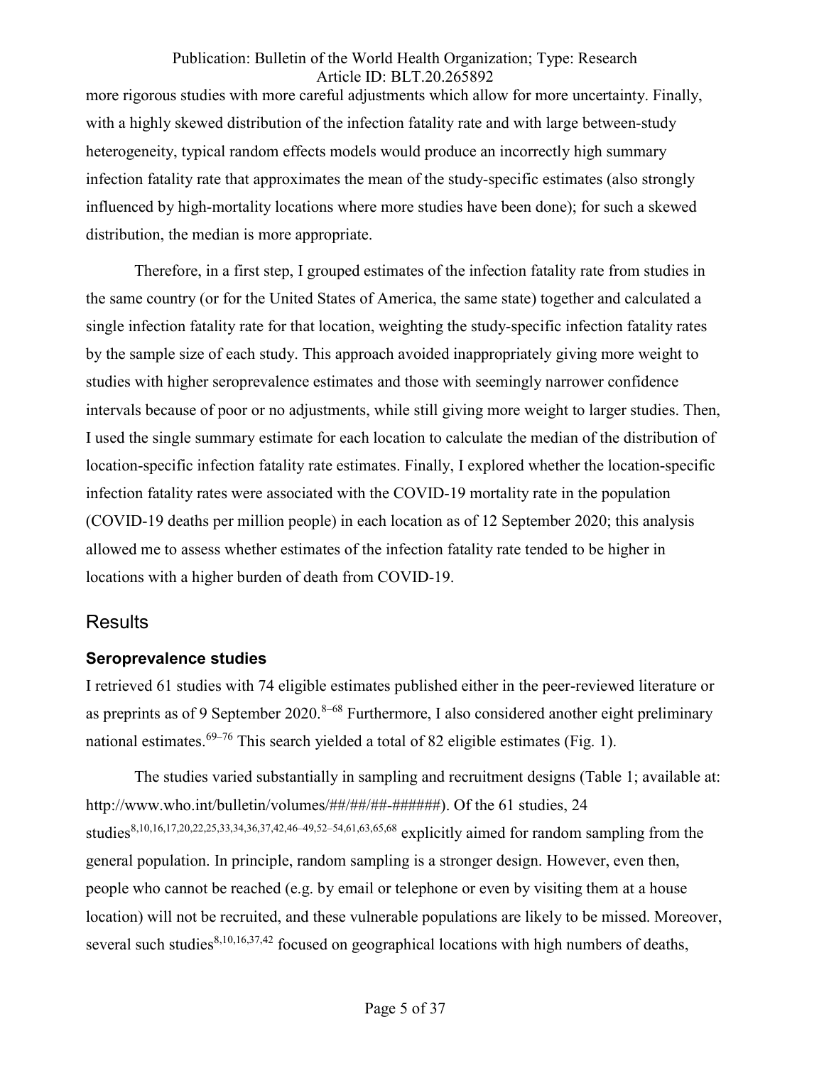more rigorous studies with more careful adjustments which allow for more uncertainty. Finally, with a highly skewed distribution of the infection fatality rate and with large between-study heterogeneity, typical random effects models would produce an incorrectly high summary infection fatality rate that approximates the mean of the study-specific estimates (also strongly influenced by high-mortality locations where more studies have been done); for such a skewed distribution, the median is more appropriate.

Therefore, in a first step, I grouped estimates of the infection fatality rate from studies in the same country (or for the United States of America, the same state) together and calculated a single infection fatality rate for that location, weighting the study-specific infection fatality rates by the sample size of each study. This approach avoided inappropriately giving more weight to studies with higher seroprevalence estimates and those with seemingly narrower confidence intervals because of poor or no adjustments, while still giving more weight to larger studies. Then, I used the single summary estimate for each location to calculate the median of the distribution of location-specific infection fatality rate estimates. Finally, I explored whether the location-specific infection fatality rates were associated with the COVID-19 mortality rate in the population (COVID-19 deaths per million people) in each location as of 12 September 2020; this analysis allowed me to assess whether estimates of the infection fatality rate tended to be higher in locations with a higher burden of death from COVID-19.

## Results

### Seroprevalence studies

I retrieved 61 studies with 74 eligible estimates published either in the peer-reviewed literature or as preprints as of 9 September 2020.[8–68] Furthermore, I also considered another eight preliminary national estimates.[69–76] This search yielded a total of 82 eligible estimates (Fig. 1).

The studies varied substantially in sampling and recruitment designs (Table 1; available at: http://www.who.int/bulletin/volumes/##/##/##-######). Of the 61 studies, 24 studies[8,10,16,17,20,22,25,33,34,36,37,42,46–49,52–54,61,63,65,68] explicitly aimed for random sampling from the general population. In principle, random sampling is a stronger design. However, even then, people who cannot be reached (e.g. by email or telephone or even by visiting them at a house location) will not be recruited, and these vulnerable populations are likely to be missed. Moreover, several such studies[8,10,16,37,42] focused on geographical locations with high numbers of deaths,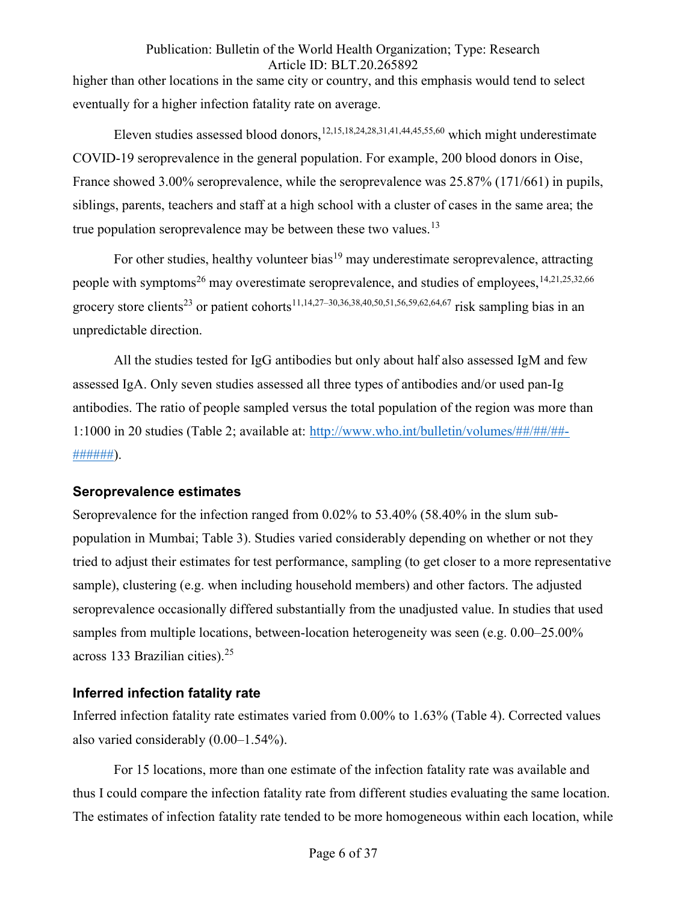higher than other locations in the same city or country, and this emphasis would tend to select eventually for a higher infection fatality rate on average.

Eleven studies assessed blood donors,[12,15,18,24,28,31,41,44,45,55,60] which might underestimate COVID-19 seroprevalence in the general population. For example, 200 blood donors in Oise, France showed 3.00% seroprevalence, while the seroprevalence was 25.87% (171/661) in pupils, siblings, parents, teachers and staff at a high school with a cluster of cases in the same area; the true population seroprevalence may be between these two values.[13]

For other studies, healthy volunteer bias[19] may underestimate seroprevalence, attracting people with symptoms[26] may overestimate seroprevalence, and studies of employees,[14,21,25,32,66] grocery store clients[23] or patient cohorts[11,14,27–30,36,38,40,50,51,56,59,62,64,67] risk sampling bias in an unpredictable direction.

All the studies tested for IgG antibodies but only about half also assessed IgM and few assessed IgA. Only seven studies assessed all three types of antibodies and/or used pan-Ig antibodies. The ratio of people sampled versus the total population of the region was more than 1:1000 in 20 studies (Table 2; available at: http://www.who.int/bulletin/volumes/##/##/##-######).

## Seroprevalence estimates

Seroprevalence for the infection ranged from 0.02% to 53.40% (58.40% in the slum sub-population in Mumbai; Table 3). Studies varied considerably depending on whether or not they tried to adjust their estimates for test performance, sampling (to get closer to a more representative sample), clustering (e.g. when including household members) and other factors. The adjusted seroprevalence occasionally differed substantially from the unadjusted value. In studies that used samples from multiple locations, between-location heterogeneity was seen (e.g. 0.00–25.00% across 133 Brazilian cities).[25]

## Inferred infection fatality rate

Inferred infection fatality rate estimates varied from 0.00% to 1.63% (Table 4). Corrected values also varied considerably (0.00–1.54%).

For 15 locations, more than one estimate of the infection fatality rate was available and thus I could compare the infection fatality rate from different studies evaluating the same location. The estimates of infection fatality rate tended to be more homogeneous within each location, while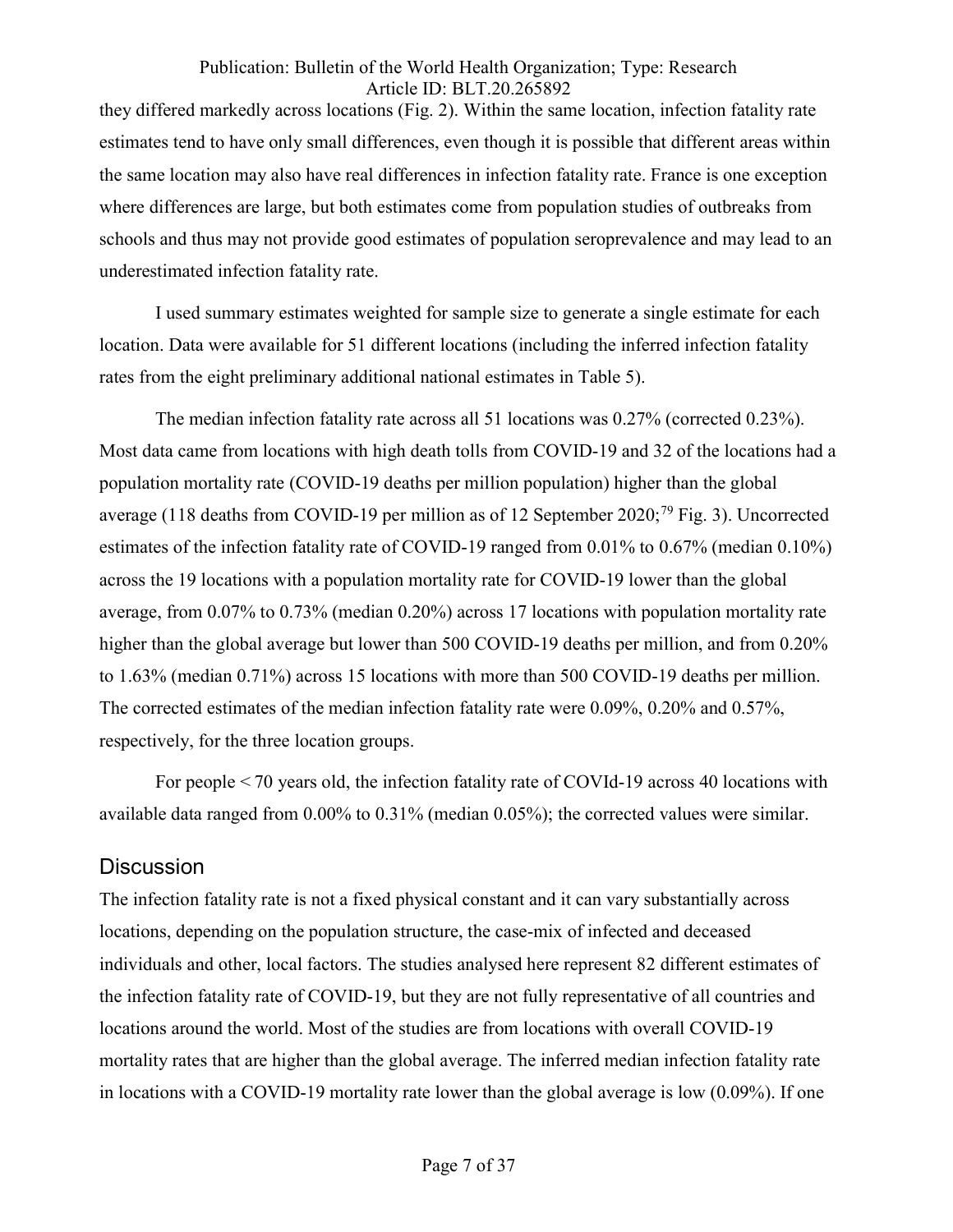they differed markedly across locations (Fig. 2). Within the same location, infection fatality rate estimates tend to have only small differences, even though it is possible that different areas within the same location may also have real differences in infection fatality rate. France is one exception where differences are large, but both estimates come from population studies of outbreaks from schools and thus may not provide good estimates of population seroprevalence and may lead to an underestimated infection fatality rate.

I used summary estimates weighted for sample size to generate a single estimate for each location. Data were available for 51 different locations (including the inferred infection fatality rates from the eight preliminary additional national estimates in Table 5).

The median infection fatality rate across all 51 locations was 0.27% (corrected 0.23%). Most data came from locations with high death tolls from COVID-19 and 32 of the locations had a population mortality rate (COVID-19 deaths per million population) higher than the global average (118 deaths from COVID-19 per million as of 12 September 2020;[79] Fig. 3). Uncorrected estimates of the infection fatality rate of COVID-19 ranged from 0.01% to 0.67% (median 0.10%) across the 19 locations with a population mortality rate for COVID-19 lower than the global average, from 0.07% to 0.73% (median 0.20%) across 17 locations with population mortality rate higher than the global average but lower than 500 COVID-19 deaths per million, and from 0.20% to 1.63% (median 0.71%) across 15 locations with more than 500 COVID-19 deaths per million. The corrected estimates of the median infection fatality rate were 0.09%, 0.20% and 0.57%, respectively, for the three location groups.

For people < 70 years old, the infection fatality rate of COVId-19 across 40 locations with available data ranged from 0.00% to 0.31% (median 0.05%); the corrected values were similar.

## Discussion

The infection fatality rate is not a fixed physical constant and it can vary substantially across locations, depending on the population structure, the case-mix of infected and deceased individuals and other, local factors. The studies analysed here represent 82 different estimates of the infection fatality rate of COVID-19, but they are not fully representative of all countries and locations around the world. Most of the studies are from locations with overall COVID-19 mortality rates that are higher than the global average. The inferred median infection fatality rate in locations with a COVID-19 mortality rate lower than the global average is low (0.09%). If one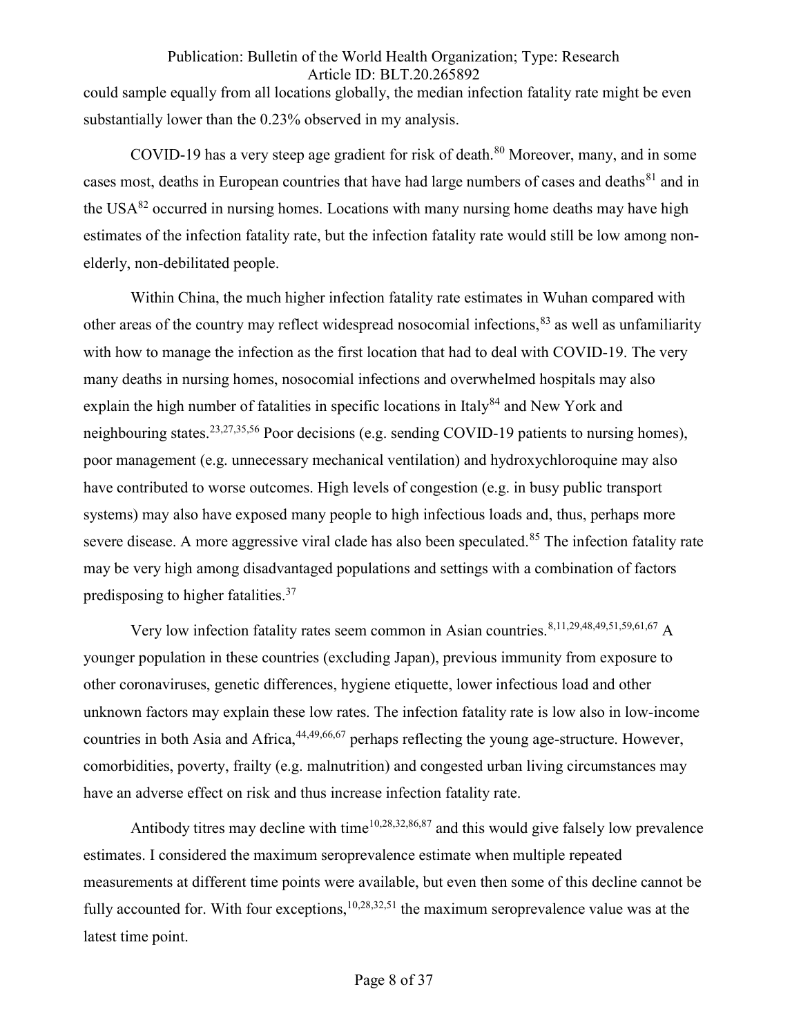could sample equally from all locations globally, the median infection fatality rate might be even substantially lower than the 0.23% observed in my analysis.

COVID-19 has a very steep age gradient for risk of death.[80] Moreover, many, and in some cases most, deaths in European countries that have had large numbers of cases and deaths[81] and in the USA[82] occurred in nursing homes. Locations with many nursing home deaths may have high estimates of the infection fatality rate, but the infection fatality rate would still be low among non-elderly, non-debilitated people.

Within China, the much higher infection fatality rate estimates in Wuhan compared with other areas of the country may reflect widespread nosocomial infections,[83] as well as unfamiliarity with how to manage the infection as the first location that had to deal with COVID-19. The very many deaths in nursing homes, nosocomial infections and overwhelmed hospitals may also explain the high number of fatalities in specific locations in Italy[84] and New York and neighbouring states.[23,27,35,56] Poor decisions (e.g. sending COVID-19 patients to nursing homes), poor management (e.g. unnecessary mechanical ventilation) and hydroxychloroquine may also have contributed to worse outcomes. High levels of congestion (e.g. in busy public transport systems) may also have exposed many people to high infectious loads and, thus, perhaps more severe disease. A more aggressive viral clade has also been speculated.[85] The infection fatality rate may be very high among disadvantaged populations and settings with a combination of factors predisposing to higher fatalities.[37]

Very low infection fatality rates seem common in Asian countries.[8,11,29,48,49,51,59,61,67] A younger population in these countries (excluding Japan), previous immunity from exposure to other coronaviruses, genetic differences, hygiene etiquette, lower infectious load and other unknown factors may explain these low rates. The infection fatality rate is low also in low-income countries in both Asia and Africa,[44,49,66,67] perhaps reflecting the young age-structure. However, comorbidities, poverty, frailty (e.g. malnutrition) and congested urban living circumstances may have an adverse effect on risk and thus increase infection fatality rate.

Antibody titres may decline with time[10,28,32,86,87] and this would give falsely low prevalence estimates. I considered the maximum seroprevalence estimate when multiple repeated measurements at different time points were available, but even then some of this decline cannot be fully accounted for. With four exceptions,[10,28,32,51] the maximum seroprevalence value was at the latest time point.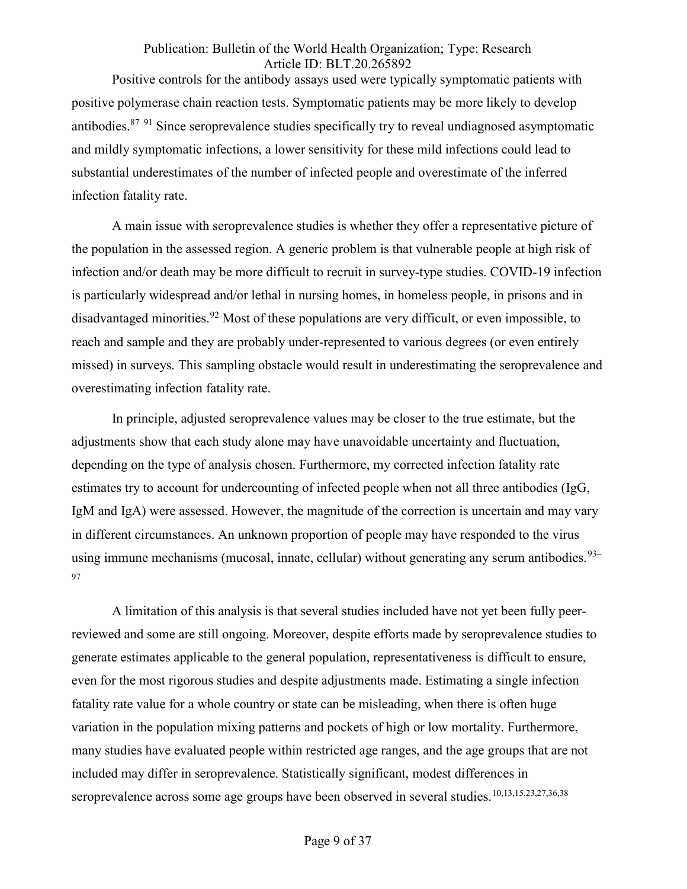Positive controls for the antibody assays used were typically symptomatic patients with positive polymerase chain reaction tests. Symptomatic patients may be more likely to develop antibodies.[87–91] Since seroprevalence studies specifically try to reveal undiagnosed asymptomatic and mildly symptomatic infections, a lower sensitivity for these mild infections could lead to substantial underestimates of the number of infected people and overestimate of the inferred infection fatality rate.

A main issue with seroprevalence studies is whether they offer a representative picture of the population in the assessed region. A generic problem is that vulnerable people at high risk of infection and/or death may be more difficult to recruit in survey-type studies. COVID-19 infection is particularly widespread and/or lethal in nursing homes, in homeless people, in prisons and in disadvantaged minorities.[92] Most of these populations are very difficult, or even impossible, to reach and sample and they are probably under-represented to various degrees (or even entirely missed) in surveys. This sampling obstacle would result in underestimating the seroprevalence and overestimating infection fatality rate.

In principle, adjusted seroprevalence values may be closer to the true estimate, but the adjustments show that each study alone may have unavoidable uncertainty and fluctuation, depending on the type of analysis chosen. Furthermore, my corrected infection fatality rate estimates try to account for undercounting of infected people when not all three antibodies (IgG, IgM and IgA) were assessed. However, the magnitude of the correction is uncertain and may vary in different circumstances. An unknown proportion of people may have responded to the virus using immune mechanisms (mucosal, innate, cellular) without generating any serum antibodies.[93–97]

A limitation of this analysis is that several studies included have not yet been fully peer-reviewed and some are still ongoing. Moreover, despite efforts made by seroprevalence studies to generate estimates applicable to the general population, representativeness is difficult to ensure, even for the most rigorous studies and despite adjustments made. Estimating a single infection fatality rate value for a whole country or state can be misleading, when there is often huge variation in the population mixing patterns and pockets of high or low mortality. Furthermore, many studies have evaluated people within restricted age ranges, and the age groups that are not included may differ in seroprevalence. Statistically significant, modest differences in seroprevalence across some age groups have been observed in several studies.[10,13,15,23,27,36,38]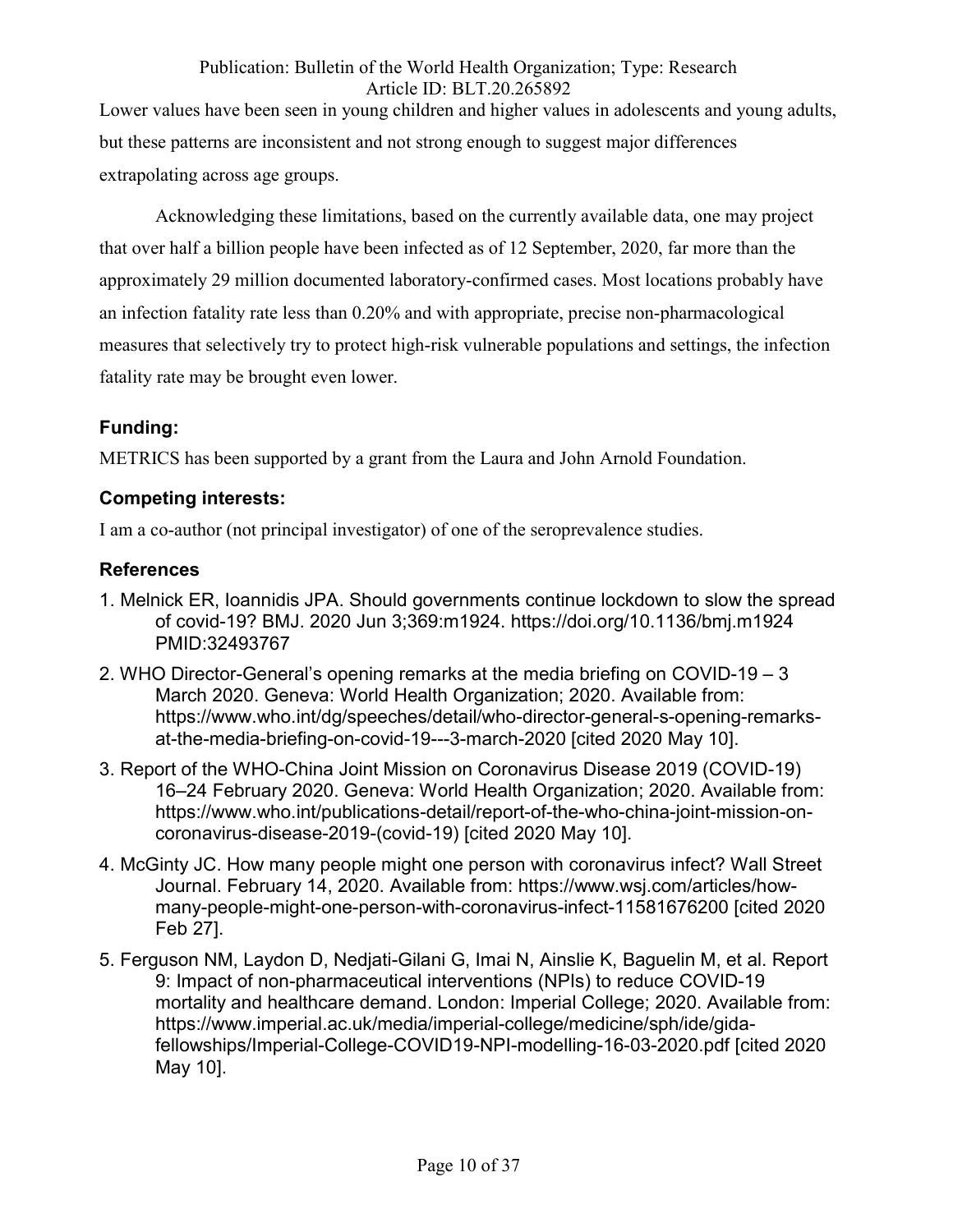Lower values have been seen in young children and higher values in adolescents and young adults, but these patterns are inconsistent and not strong enough to suggest major differences extrapolating across age groups.

Acknowledging these limitations, based on the currently available data, one may project that over half a billion people have been infected as of 12 September, 2020, far more than the approximately 29 million documented laboratory-confirmed cases. Most locations probably have an infection fatality rate less than 0.20% and with appropriate, precise non-pharmacological measures that selectively try to protect high-risk vulnerable populations and settings, the infection fatality rate may be brought even lower.

## Funding:

METRICS has been supported by a grant from the Laura and John Arnold Foundation.

## Competing interests:

I am a co-author (not principal investigator) of one of the seroprevalence studies.

## References

1. Melnick ER, Ioannidis JPA. Should governments continue lockdown to slow the spread of covid-19? BMJ. 2020 Jun 3;369:m1924. https://doi.org/10.1136/bmj.m1924 PMID:32493767
2. WHO Director-General's opening remarks at the media briefing on COVID-19 – 3 March 2020. Geneva: World Health Organization; 2020. Available from: https://www.who.int/dg/speeches/detail/who-director-general-s-opening-remarks-at-the-media-briefing-on-covid-19---3-march-2020 [cited 2020 May 10].
3. Report of the WHO-China Joint Mission on Coronavirus Disease 2019 (COVID-19) 16–24 February 2020. Geneva: World Health Organization; 2020. Available from: https://www.who.int/publications-detail/report-of-the-who-china-joint-mission-on-coronavirus-disease-2019-(covid-19) [cited 2020 May 10].
4. McGinty JC. How many people might one person with coronavirus infect? Wall Street Journal. February 14, 2020. Available from: https://www.wsj.com/articles/how-many-people-might-one-person-with-coronavirus-infect-11581676200 [cited 2020 Feb 27].
5. Ferguson NM, Laydon D, Nedjati-Gilani G, Imai N, Ainslie K, Baguelin M, et al. Report 9: Impact of non-pharmaceutical interventions (NPIs) to reduce COVID-19 mortality and healthcare demand. London: Imperial College; 2020. Available from: https://www.imperial.ac.uk/media/imperial-college/medicine/sph/ide/gida-fellowships/Imperial-College-COVID19-NPI-modelling-16-03-2020.pdf [cited 2020 May 10].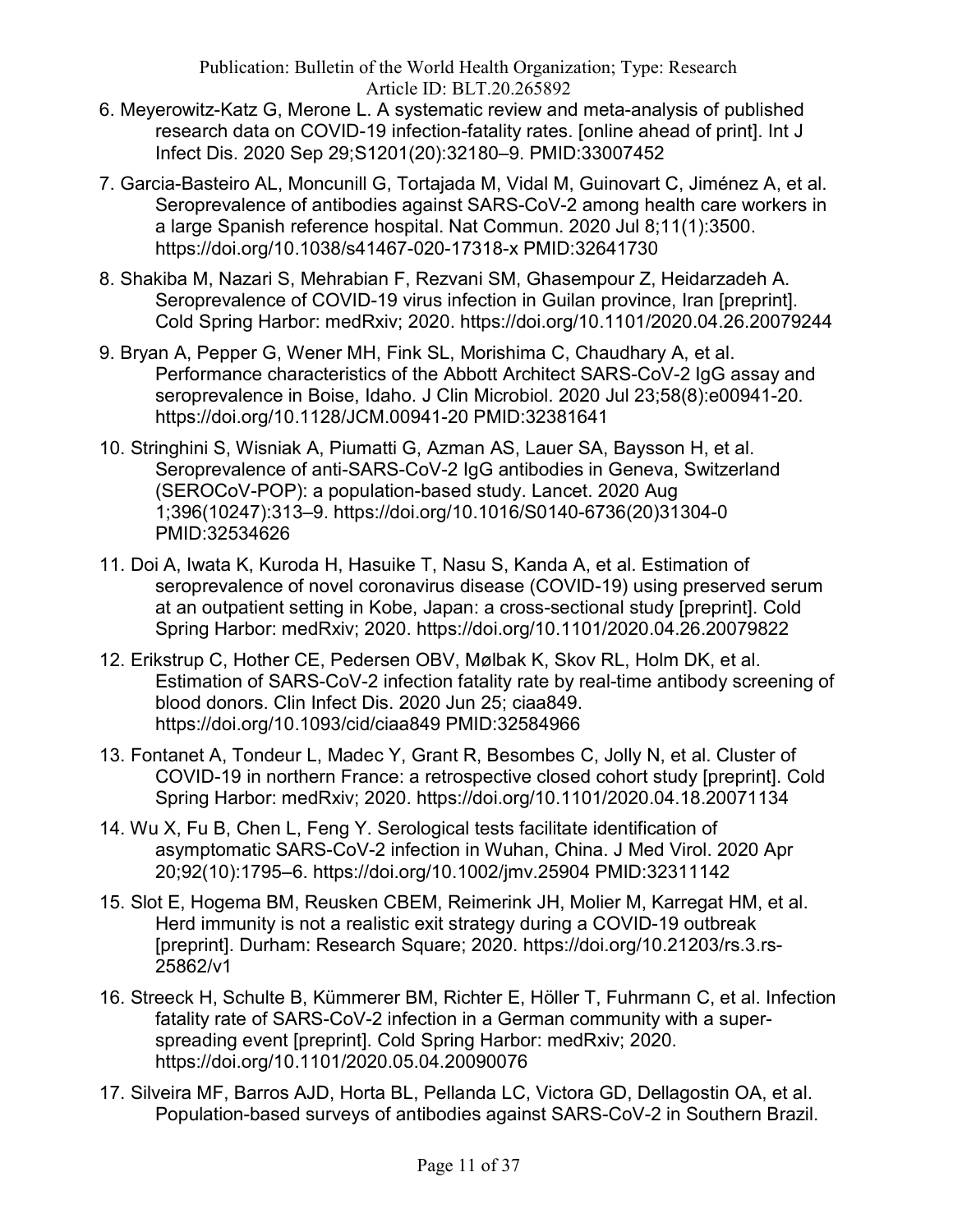6. Meyerowitz-Katz G, Merone L. A systematic review and meta-analysis of published research data on COVID-19 infection-fatality rates. [online ahead of print]. Int J Infect Dis. 2020 Sep 29;S1201(20):32180–9. PMID:33007452

7. Garcia-Basteiro AL, Moncunill G, Tortajada M, Vidal M, Guinovart C, Jiménez A, et al. Seroprevalence of antibodies against SARS-CoV-2 among health care workers in a large Spanish reference hospital. Nat Commun. 2020 Jul 8;11(1):3500. https://doi.org/10.1038/s41467-020-17318-x PMID:32641730

8. Shakiba M, Nazari S, Mehrabian F, Rezvani SM, Ghasempour Z, Heidarzadeh A. Seroprevalence of COVID-19 virus infection in Guilan province, Iran [preprint]. Cold Spring Harbor: medRxiv; 2020. https://doi.org/10.1101/2020.04.26.20079244

9. Bryan A, Pepper G, Wener MH, Fink SL, Morishima C, Chaudhary A, et al. Performance characteristics of the Abbott Architect SARS-CoV-2 IgG assay and seroprevalence in Boise, Idaho. J Clin Microbiol. 2020 Jul 23;58(8):e00941-20. https://doi.org/10.1128/JCM.00941-20 PMID:32381641

10. Stringhini S, Wisniak A, Piumatti G, Azman AS, Lauer SA, Baysson H, et al. Seroprevalence of anti-SARS-CoV-2 IgG antibodies in Geneva, Switzerland (SEROCoV-POP): a population-based study. Lancet. 2020 Aug 1;396(10247):313–9. https://doi.org/10.1016/S0140-6736(20)31304-0 PMID:32534626

11. Doi A, Iwata K, Kuroda H, Hasuike T, Nasu S, Kanda A, et al. Estimation of seroprevalence of novel coronavirus disease (COVID-19) using preserved serum at an outpatient setting in Kobe, Japan: a cross-sectional study [preprint]. Cold Spring Harbor: medRxiv; 2020. https://doi.org/10.1101/2020.04.26.20079822

12. Erikstrup C, Hother CE, Pedersen OBV, Mølbak K, Skov RL, Holm DK, et al. Estimation of SARS-CoV-2 infection fatality rate by real-time antibody screening of blood donors. Clin Infect Dis. 2020 Jun 25; ciaa849. https://doi.org/10.1093/cid/ciaa849 PMID:32584966

13. Fontanet A, Tondeur L, Madec Y, Grant R, Besombes C, Jolly N, et al. Cluster of COVID-19 in northern France: a retrospective closed cohort study [preprint]. Cold Spring Harbor: medRxiv; 2020. https://doi.org/10.1101/2020.04.18.20071134

14. Wu X, Fu B, Chen L, Feng Y. Serological tests facilitate identification of asymptomatic SARS-CoV-2 infection in Wuhan, China. J Med Virol. 2020 Apr 20;92(10):1795–6. https://doi.org/10.1002/jmv.25904 PMID:32311142

15. Slot E, Hogema BM, Reusken CBEM, Reimerink JH, Molier M, Karregat HM, et al. Herd immunity is not a realistic exit strategy during a COVID-19 outbreak [preprint]. Durham: Research Square; 2020. https://doi.org/10.21203/rs.3.rs-25862/v1

16. Streeck H, Schulte B, Kümmerer BM, Richter E, Höller T, Fuhrmann C, et al. Infection fatality rate of SARS-CoV-2 infection in a German community with a super-spreading event [preprint]. Cold Spring Harbor: medRxiv; 2020. https://doi.org/10.1101/2020.05.04.20090076

17. Silveira MF, Barros AJD, Horta BL, Pellanda LC, Victora GD, Dellagostin OA, et al. Population-based surveys of antibodies against SARS-CoV-2 in Southern Brazil.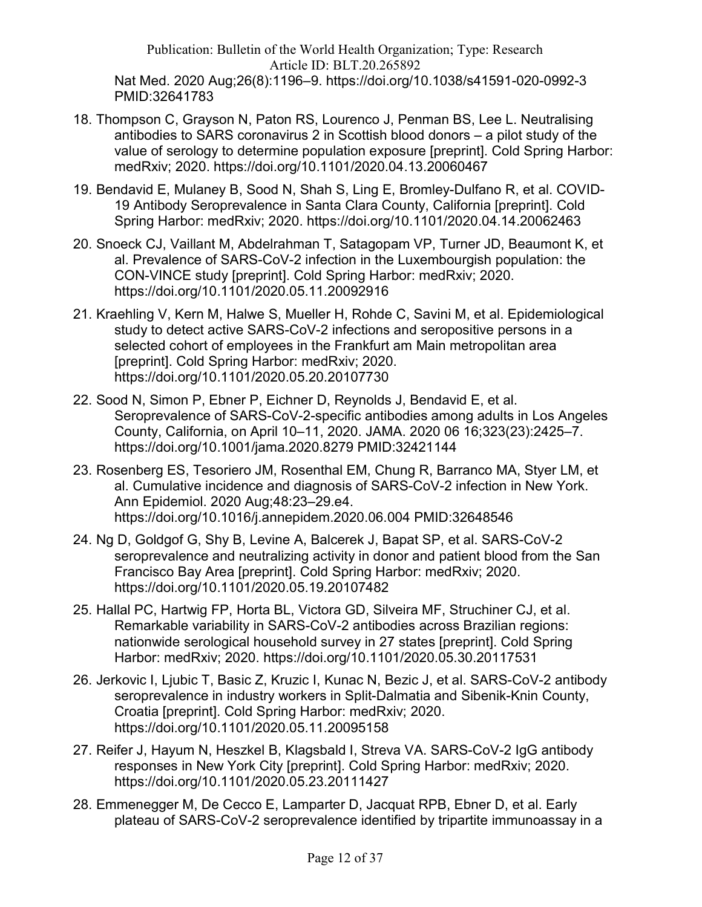Nat Med. 2020 Aug;26(8):1196–9. https://doi.org/10.1038/s41591-020-0992-3 PMID:32641783

18. Thompson C, Grayson N, Paton RS, Lourenco J, Penman BS, Lee L. Neutralising antibodies to SARS coronavirus 2 in Scottish blood donors – a pilot study of the value of serology to determine population exposure [preprint]. Cold Spring Harbor: medRxiv; 2020. https://doi.org/10.1101/2020.04.13.20060467

19. Bendavid E, Mulaney B, Sood N, Shah S, Ling E, Bromley-Dulfano R, et al. COVID-19 Antibody Seroprevalence in Santa Clara County, California [preprint]. Cold Spring Harbor: medRxiv; 2020. https://doi.org/10.1101/2020.04.14.20062463

20. Snoeck CJ, Vaillant M, Abdelrahman T, Satagopam VP, Turner JD, Beaumont K, et al. Prevalence of SARS-CoV-2 infection in the Luxembourgish population: the CON-VINCE study [preprint]. Cold Spring Harbor: medRxiv; 2020. https://doi.org/10.1101/2020.05.11.20092916

21. Kraehling V, Kern M, Halwe S, Mueller H, Rohde C, Savini M, et al. Epidemiological study to detect active SARS-CoV-2 infections and seropositive persons in a selected cohort of employees in the Frankfurt am Main metropolitan area [preprint]. Cold Spring Harbor: medRxiv; 2020. https://doi.org/10.1101/2020.05.20.20107730

22. Sood N, Simon P, Ebner P, Eichner D, Reynolds J, Bendavid E, et al. Seroprevalence of SARS-CoV-2-specific antibodies among adults in Los Angeles County, California, on April 10–11, 2020. JAMA. 2020 06 16;323(23):2425–7. https://doi.org/10.1001/jama.2020.8279 PMID:32421144

23. Rosenberg ES, Tesoriero JM, Rosenthal EM, Chung R, Barranco MA, Styer LM, et al. Cumulative incidence and diagnosis of SARS-CoV-2 infection in New York. Ann Epidemiol. 2020 Aug;48:23–29.e4. https://doi.org/10.1016/j.annepidem.2020.06.004 PMID:32648546

24. Ng D, Goldgof G, Shy B, Levine A, Balcerek J, Bapat SP, et al. SARS-CoV-2 seroprevalence and neutralizing activity in donor and patient blood from the San Francisco Bay Area [preprint]. Cold Spring Harbor: medRxiv; 2020. https://doi.org/10.1101/2020.05.19.20107482

25. Hallal PC, Hartwig FP, Horta BL, Victora GD, Silveira MF, Struchiner CJ, et al. Remarkable variability in SARS-CoV-2 antibodies across Brazilian regions: nationwide serological household survey in 27 states [preprint]. Cold Spring Harbor: medRxiv; 2020. https://doi.org/10.1101/2020.05.30.20117531

26. Jerkovic I, Ljubic T, Basic Z, Kruzic I, Kunac N, Bezic J, et al. SARS-CoV-2 antibody seroprevalence in industry workers in Split-Dalmatia and Sibenik-Knin County, Croatia [preprint]. Cold Spring Harbor: medRxiv; 2020. https://doi.org/10.1101/2020.05.11.20095158

27. Reifer J, Hayum N, Heszkel B, Klagsbald I, Streva VA. SARS-CoV-2 IgG antibody responses in New York City [preprint]. Cold Spring Harbor: medRxiv; 2020. https://doi.org/10.1101/2020.05.23.20111427

28. Emmenegger M, De Cecco E, Lamparter D, Jacquat RPB, Ebner D, et al. Early plateau of SARS-CoV-2 seroprevalence identified by tripartite immunoassay in a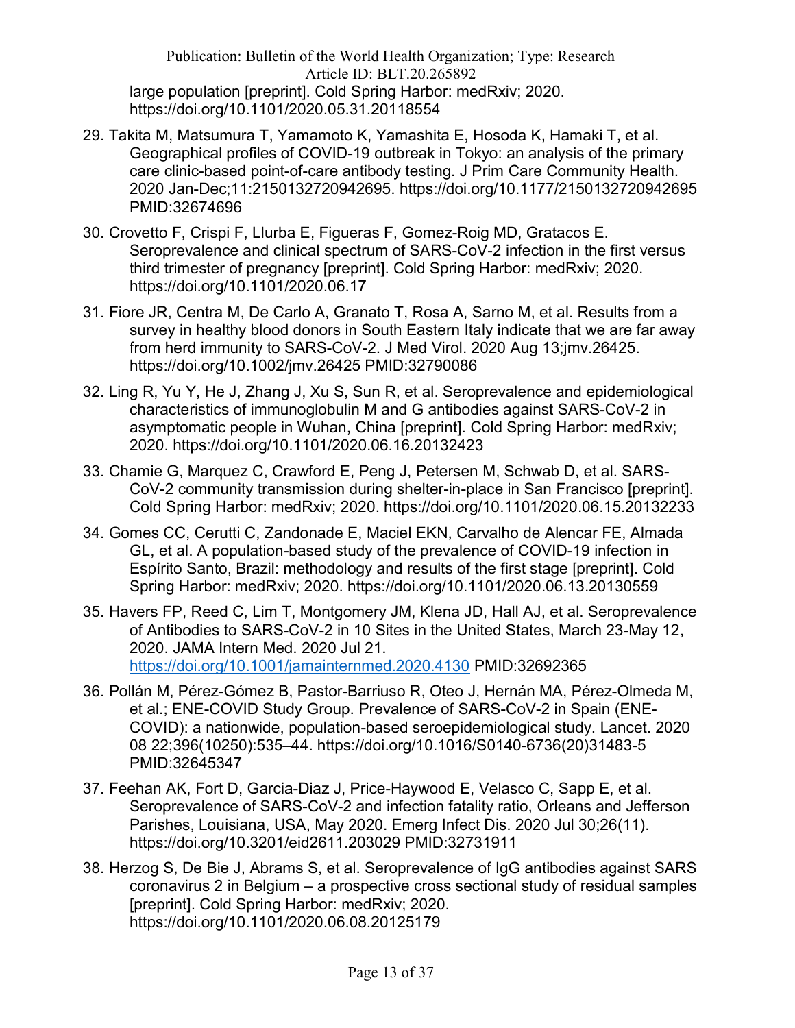large population [preprint]. Cold Spring Harbor: medRxiv; 2020. https://doi.org/10.1101/2020.05.31.20118554

29. Takita M, Matsumura T, Yamamoto K, Yamashita E, Hosoda K, Hamaki T, et al. Geographical profiles of COVID-19 outbreak in Tokyo: an analysis of the primary care clinic-based point-of-care antibody testing. J Prim Care Community Health. 2020 Jan-Dec;11:2150132720942695. https://doi.org/10.1177/2150132720942695 PMID:32674696
30. Crovetto F, Crispi F, Llurba E, Figueras F, Gomez-Roig MD, Gratacos E. Seroprevalence and clinical spectrum of SARS-CoV-2 infection in the first versus third trimester of pregnancy [preprint]. Cold Spring Harbor: medRxiv; 2020. https://doi.org/10.1101/2020.06.17
31. Fiore JR, Centra M, De Carlo A, Granato T, Rosa A, Sarno M, et al. Results from a survey in healthy blood donors in South Eastern Italy indicate that we are far away from herd immunity to SARS-CoV-2. J Med Virol. 2020 Aug 13;jmv.26425. https://doi.org/10.1002/jmv.26425 PMID:32790086
32. Ling R, Yu Y, He J, Zhang J, Xu S, Sun R, et al. Seroprevalence and epidemiological characteristics of immunoglobulin M and G antibodies against SARS-CoV-2 in asymptomatic people in Wuhan, China [preprint]. Cold Spring Harbor: medRxiv; 2020. https://doi.org/10.1101/2020.06.16.20132423
33. Chamie G, Marquez C, Crawford E, Peng J, Petersen M, Schwab D, et al. SARS-CoV-2 community transmission during shelter-in-place in San Francisco [preprint]. Cold Spring Harbor: medRxiv; 2020. https://doi.org/10.1101/2020.06.15.20132233
34. Gomes CC, Cerutti C, Zandonade E, Maciel EKN, Carvalho de Alencar FE, Almada GL, et al. A population-based study of the prevalence of COVID-19 infection in Espírito Santo, Brazil: methodology and results of the first stage [preprint]. Cold Spring Harbor: medRxiv; 2020. https://doi.org/10.1101/2020.06.13.20130559
35. Havers FP, Reed C, Lim T, Montgomery JM, Klena JD, Hall AJ, et al. Seroprevalence of Antibodies to SARS-CoV-2 in 10 Sites in the United States, March 23-May 12, 2020. JAMA Intern Med. 2020 Jul 21. https://doi.org/10.1001/jamainternmed.2020.4130 PMID:32692365
36. Pollán M, Pérez-Gómez B, Pastor-Barriuso R, Oteo J, Hernán MA, Pérez-Olmeda M, et al.; ENE-COVID Study Group. Prevalence of SARS-CoV-2 in Spain (ENE-COVID): a nationwide, population-based seroepidemiological study. Lancet. 2020 08 22;396(10250):535–44. https://doi.org/10.1016/S0140-6736(20)31483-5 PMID:32645347
37. Feehan AK, Fort D, Garcia-Diaz J, Price-Haywood E, Velasco C, Sapp E, et al. Seroprevalence of SARS-CoV-2 and infection fatality ratio, Orleans and Jefferson Parishes, Louisiana, USA, May 2020. Emerg Infect Dis. 2020 Jul 30;26(11). https://doi.org/10.3201/eid2611.203029 PMID:32731911
38. Herzog S, De Bie J, Abrams S, et al. Seroprevalence of IgG antibodies against SARS coronavirus 2 in Belgium – a prospective cross sectional study of residual samples [preprint]. Cold Spring Harbor: medRxiv; 2020. https://doi.org/10.1101/2020.06.08.20125179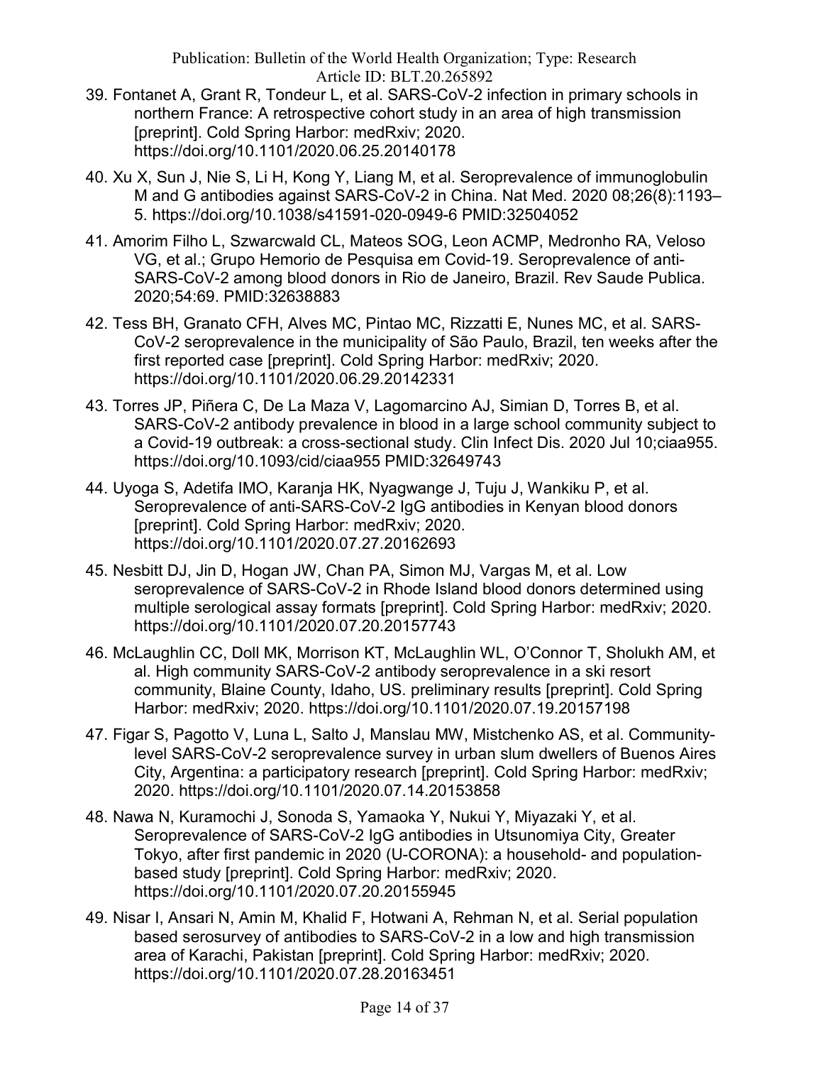39. Fontanet A, Grant R, Tondeur L, et al. SARS-CoV-2 infection in primary schools in northern France: A retrospective cohort study in an area of high transmission [preprint]. Cold Spring Harbor: medRxiv; 2020. https://doi.org/10.1101/2020.06.25.20140178

40. Xu X, Sun J, Nie S, Li H, Kong Y, Liang M, et al. Seroprevalence of immunoglobulin M and G antibodies against SARS-CoV-2 in China. Nat Med. 2020 08;26(8):1193–5. https://doi.org/10.1038/s41591-020-0949-6 PMID:32504052

41. Amorim Filho L, Szwarcwald CL, Mateos SOG, Leon ACMP, Medronho RA, Veloso VG, et al.; Grupo Hemorio de Pesquisa em Covid-19. Seroprevalence of anti-SARS-CoV-2 among blood donors in Rio de Janeiro, Brazil. Rev Saude Publica. 2020;54:69. PMID:32638883

42. Tess BH, Granato CFH, Alves MC, Pintao MC, Rizzatti E, Nunes MC, et al. SARS-CoV-2 seroprevalence in the municipality of São Paulo, Brazil, ten weeks after the first reported case [preprint]. Cold Spring Harbor: medRxiv; 2020. https://doi.org/10.1101/2020.06.29.20142331

43. Torres JP, Piñera C, De La Maza V, Lagomarcino AJ, Simian D, Torres B, et al. SARS-CoV-2 antibody prevalence in blood in a large school community subject to a Covid-19 outbreak: a cross-sectional study. Clin Infect Dis. 2020 Jul 10;ciaa955. https://doi.org/10.1093/cid/ciaa955 PMID:32649743

44. Uyoga S, Adetifa IMO, Karanja HK, Nyagwange J, Tuju J, Wankiku P, et al. Seroprevalence of anti-SARS-CoV-2 IgG antibodies in Kenyan blood donors [preprint]. Cold Spring Harbor: medRxiv; 2020. https://doi.org/10.1101/2020.07.27.20162693

45. Nesbitt DJ, Jin D, Hogan JW, Chan PA, Simon MJ, Vargas M, et al. Low seroprevalence of SARS-CoV-2 in Rhode Island blood donors determined using multiple serological assay formats [preprint]. Cold Spring Harbor: medRxiv; 2020. https://doi.org/10.1101/2020.07.20.20157743

46. McLaughlin CC, Doll MK, Morrison KT, McLaughlin WL, O'Connor T, Sholukh AM, et al. High community SARS-CoV-2 antibody seroprevalence in a ski resort community, Blaine County, Idaho, US. preliminary results [preprint]. Cold Spring Harbor: medRxiv; 2020. https://doi.org/10.1101/2020.07.19.20157198

47. Figar S, Pagotto V, Luna L, Salto J, Manslau MW, Mistchenko AS, et al. Community-level SARS-CoV-2 seroprevalence survey in urban slum dwellers of Buenos Aires City, Argentina: a participatory research [preprint]. Cold Spring Harbor: medRxiv; 2020. https://doi.org/10.1101/2020.07.14.20153858

48. Nawa N, Kuramochi J, Sonoda S, Yamaoka Y, Nukui Y, Miyazaki Y, et al. Seroprevalence of SARS-CoV-2 IgG antibodies in Utsunomiya City, Greater Tokyo, after first pandemic in 2020 (U-CORONA): a household- and population-based study [preprint]. Cold Spring Harbor: medRxiv; 2020. https://doi.org/10.1101/2020.07.20.20155945

49. Nisar I, Ansari N, Amin M, Khalid F, Hotwani A, Rehman N, et al. Serial population based serosurvey of antibodies to SARS-CoV-2 in a low and high transmission area of Karachi, Pakistan [preprint]. Cold Spring Harbor: medRxiv; 2020. https://doi.org/10.1101/2020.07.28.20163451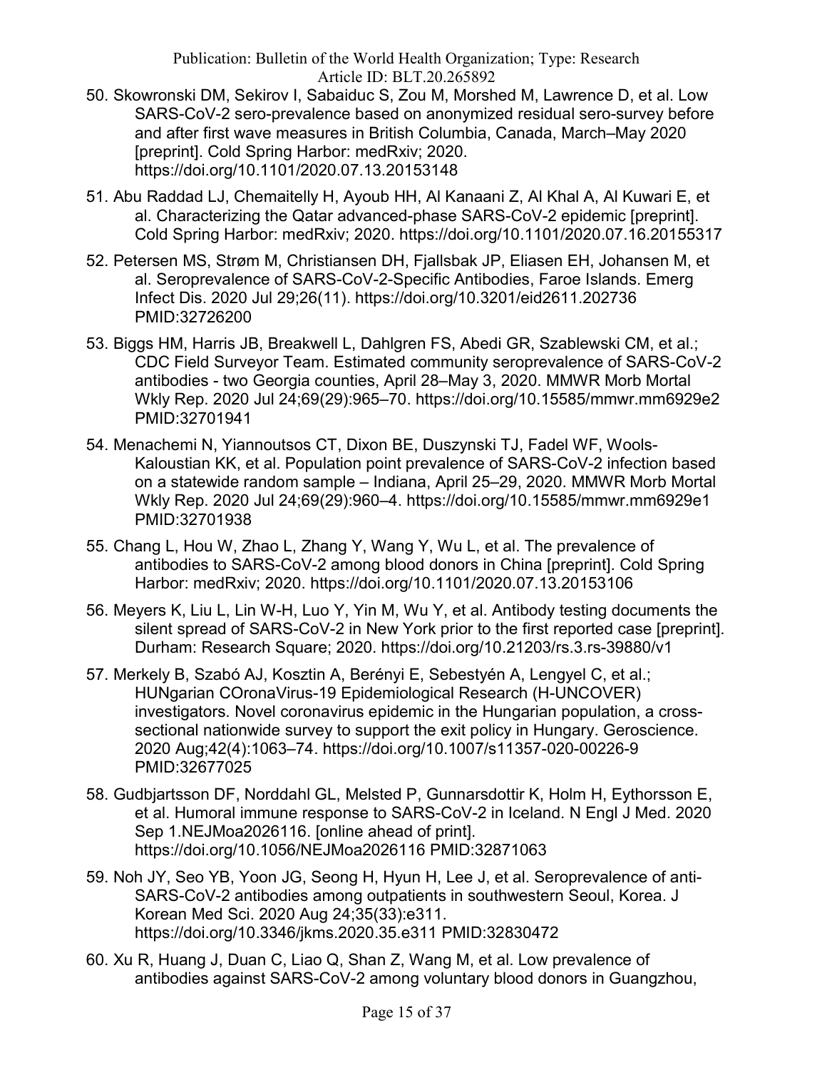50. Skowronski DM, Sekirov I, Sabaiduc S, Zou M, Morshed M, Lawrence D, et al. Low SARS-CoV-2 sero-prevalence based on anonymized residual sero-survey before and after first wave measures in British Columbia, Canada, March–May 2020 [preprint]. Cold Spring Harbor: medRxiv; 2020. https://doi.org/10.1101/2020.07.13.20153148

51. Abu Raddad LJ, Chemaitelly H, Ayoub HH, Al Kanaani Z, Al Khal A, Al Kuwari E, et al. Characterizing the Qatar advanced-phase SARS-CoV-2 epidemic [preprint]. Cold Spring Harbor: medRxiv; 2020. https://doi.org/10.1101/2020.07.16.20155317

52. Petersen MS, Strøm M, Christiansen DH, Fjallsbak JP, Eliasen EH, Johansen M, et al. Seroprevalence of SARS-CoV-2-Specific Antibodies, Faroe Islands. Emerg Infect Dis. 2020 Jul 29;26(11). https://doi.org/10.3201/eid2611.202736 PMID:32726200

53. Biggs HM, Harris JB, Breakwell L, Dahlgren FS, Abedi GR, Szablewski CM, et al.; CDC Field Surveyor Team. Estimated community seroprevalence of SARS-CoV-2 antibodies - two Georgia counties, April 28–May 3, 2020. MMWR Morb Mortal Wkly Rep. 2020 Jul 24;69(29):965–70. https://doi.org/10.15585/mmwr.mm6929e2 PMID:32701941

54. Menachemi N, Yiannoutsos CT, Dixon BE, Duszynski TJ, Fadel WF, Wools-Kaloustian KK, et al. Population point prevalence of SARS-CoV-2 infection based on a statewide random sample – Indiana, April 25–29, 2020. MMWR Morb Mortal Wkly Rep. 2020 Jul 24;69(29):960–4. https://doi.org/10.15585/mmwr.mm6929e1 PMID:32701938

55. Chang L, Hou W, Zhao L, Zhang Y, Wang Y, Wu L, et al. The prevalence of antibodies to SARS-CoV-2 among blood donors in China [preprint]. Cold Spring Harbor: medRxiv; 2020. https://doi.org/10.1101/2020.07.13.20153106

56. Meyers K, Liu L, Lin W-H, Luo Y, Yin M, Wu Y, et al. Antibody testing documents the silent spread of SARS-CoV-2 in New York prior to the first reported case [preprint]. Durham: Research Square; 2020. https://doi.org/10.21203/rs.3.rs-39880/v1

57. Merkely B, Szabó AJ, Kosztin A, Berényi E, Sebestyén A, Lengyel C, et al.; HUNgarian COronaVirus-19 Epidemiological Research (H-UNCOVER) investigators. Novel coronavirus epidemic in the Hungarian population, a cross-sectional nationwide survey to support the exit policy in Hungary. Geroscience. 2020 Aug;42(4):1063–74. https://doi.org/10.1007/s11357-020-00226-9 PMID:32677025

58. Gudbjartsson DF, Norddahl GL, Melsted P, Gunnarsdottir K, Holm H, Eythorsson E, et al. Humoral immune response to SARS-CoV-2 in Iceland. N Engl J Med. 2020 Sep 1.NEJMoa2026116. [online ahead of print]. https://doi.org/10.1056/NEJMoa2026116 PMID:32871063

59. Noh JY, Seo YB, Yoon JG, Seong H, Hyun H, Lee J, et al. Seroprevalence of anti-SARS-CoV-2 antibodies among outpatients in southwestern Seoul, Korea. J Korean Med Sci. 2020 Aug 24;35(33):e311. https://doi.org/10.3346/jkms.2020.35.e311 PMID:32830472

60. Xu R, Huang J, Duan C, Liao Q, Shan Z, Wang M, et al. Low prevalence of antibodies against SARS-CoV-2 among voluntary blood donors in Guangzhou,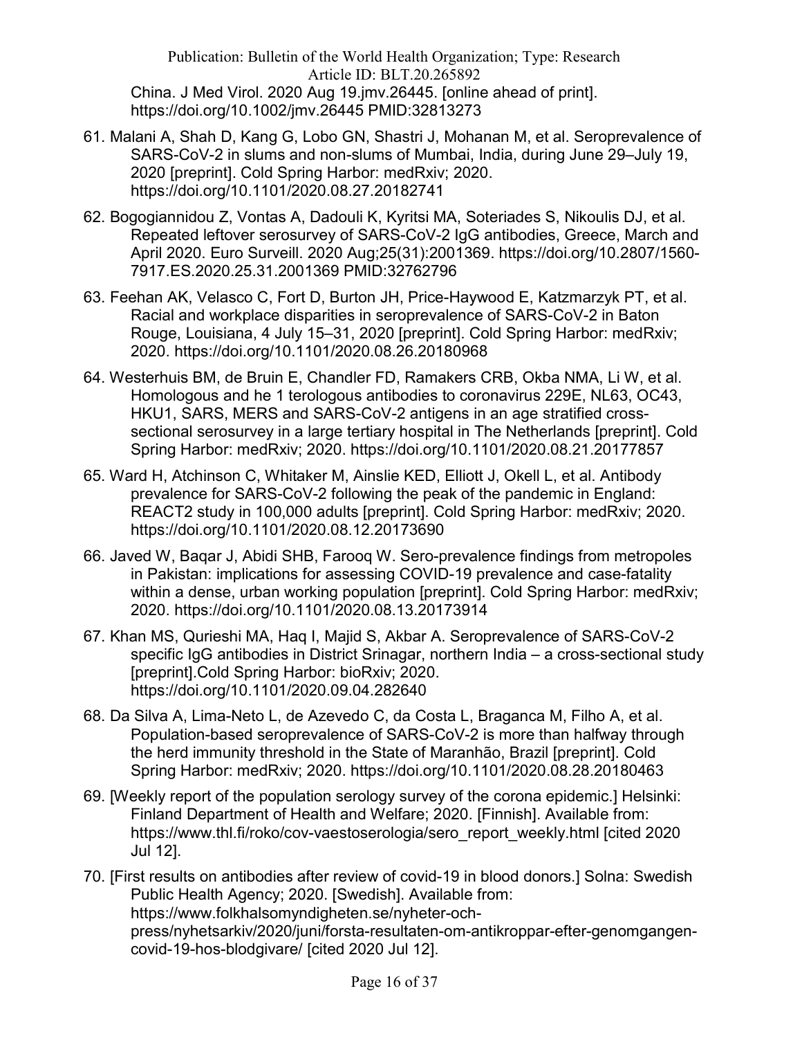China. J Med Virol. 2020 Aug 19.jmv.26445. [online ahead of print]. https://doi.org/10.1002/jmv.26445 PMID:32813273

61. Malani A, Shah D, Kang G, Lobo GN, Shastri J, Mohanan M, et al. Seroprevalence of SARS-CoV-2 in slums and non-slums of Mumbai, India, during June 29–July 19, 2020 [preprint]. Cold Spring Harbor: medRxiv; 2020. https://doi.org/10.1101/2020.08.27.20182741
62. Bogogiannidou Z, Vontas A, Dadouli K, Kyritsi MA, Soteriades S, Nikoulis DJ, et al. Repeated leftover serosurvey of SARS-CoV-2 IgG antibodies, Greece, March and April 2020. Euro Surveill. 2020 Aug;25(31):2001369. https://doi.org/10.2807/1560-7917.ES.2020.25.31.2001369 PMID:32762796
63. Feehan AK, Velasco C, Fort D, Burton JH, Price-Haywood E, Katzmarzyk PT, et al. Racial and workplace disparities in seroprevalence of SARS-CoV-2 in Baton Rouge, Louisiana, 4 July 15–31, 2020 [preprint]. Cold Spring Harbor: medRxiv; 2020. https://doi.org/10.1101/2020.08.26.20180968
64. Westerhuis BM, de Bruin E, Chandler FD, Ramakers CRB, Okba NMA, Li W, et al. Homologous and he 1 terologous antibodies to coronavirus 229E, NL63, OC43, HKU1, SARS, MERS and SARS-CoV-2 antigens in an age stratified cross-sectional serosurvey in a large tertiary hospital in The Netherlands [preprint]. Cold Spring Harbor: medRxiv; 2020. https://doi.org/10.1101/2020.08.21.20177857
65. Ward H, Atchinson C, Whitaker M, Ainslie KED, Elliott J, Okell L, et al. Antibody prevalence for SARS-CoV-2 following the peak of the pandemic in England: REACT2 study in 100,000 adults [preprint]. Cold Spring Harbor: medRxiv; 2020. https://doi.org/10.1101/2020.08.12.20173690
66. Javed W, Baqar J, Abidi SHB, Farooq W. Sero-prevalence findings from metropoles in Pakistan: implications for assessing COVID-19 prevalence and case-fatality within a dense, urban working population [preprint]. Cold Spring Harbor: medRxiv; 2020. https://doi.org/10.1101/2020.08.13.20173914
67. Khan MS, Qurieshi MA, Haq I, Majid S, Akbar A. Seroprevalence of SARS-CoV-2 specific IgG antibodies in District Srinagar, northern India – a cross-sectional study [preprint].Cold Spring Harbor: bioRxiv; 2020. https://doi.org/10.1101/2020.09.04.282640
68. Da Silva A, Lima-Neto L, de Azevedo C, da Costa L, Braganca M, Filho A, et al. Population-based seroprevalence of SARS-CoV-2 is more than halfway through the herd immunity threshold in the State of Maranhão, Brazil [preprint]. Cold Spring Harbor: medRxiv; 2020. https://doi.org/10.1101/2020.08.28.20180463
69. [Weekly report of the population serology survey of the corona epidemic.] Helsinki: Finland Department of Health and Welfare; 2020. [Finnish]. Available from: https://www.thl.fi/roko/cov-vaestoserologia/sero_report_weekly.html [cited 2020 Jul 12].
70. [First results on antibodies after review of covid-19 in blood donors.] Solna: Swedish Public Health Agency; 2020. [Swedish]. Available from: https://www.folkhalsomyndigheten.se/nyheter-och-press/nyhetsarkiv/2020/juni/forsta-resultaten-om-antikroppar-efter-genomgangen-covid-19-hos-blodgivare/ [cited 2020 Jul 12].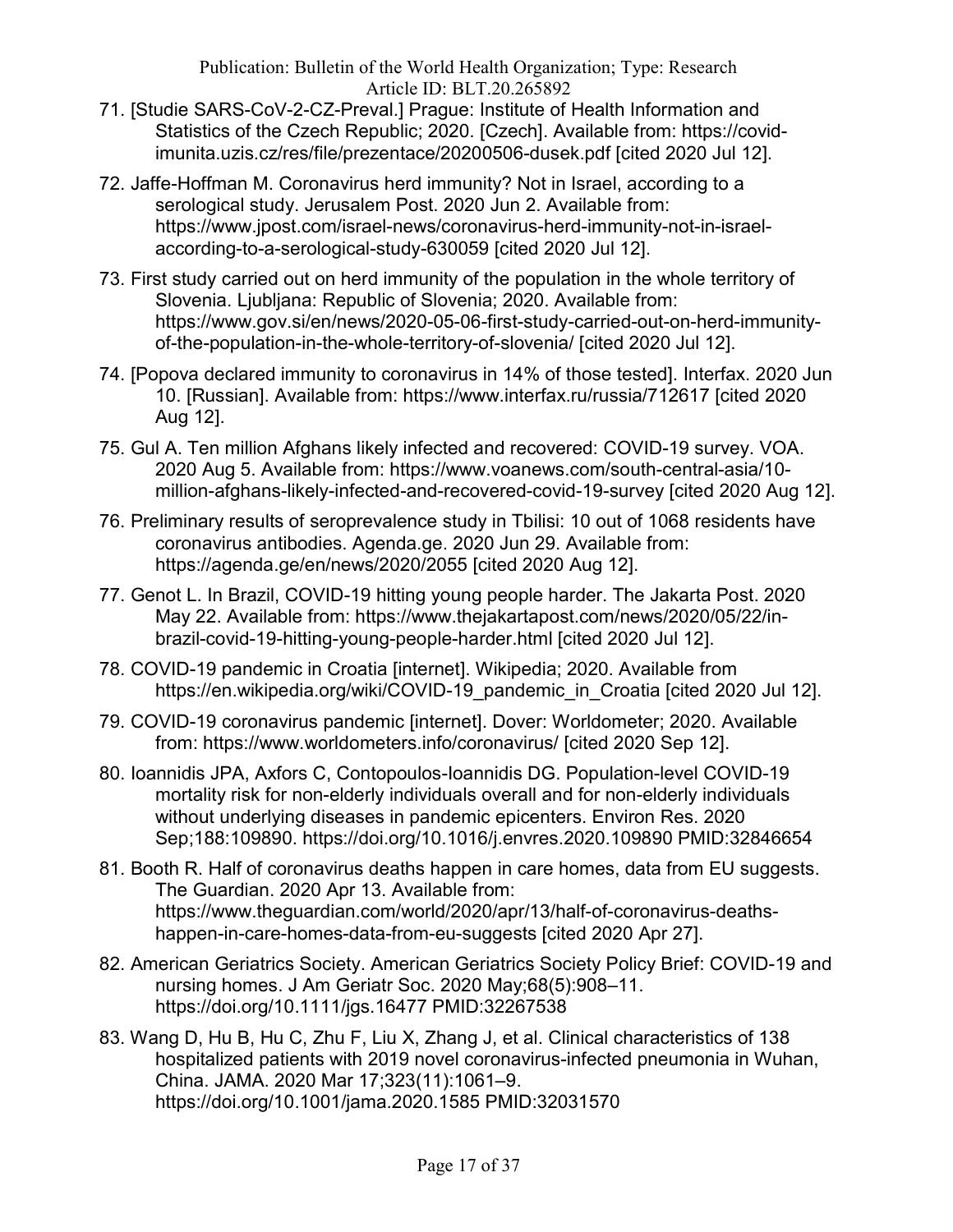71. [Studie SARS-CoV-2-CZ-Preval.] Prague: Institute of Health Information and Statistics of the Czech Republic; 2020. [Czech]. Available from: https://covid-imunita.uzis.cz/res/file/prezentace/20200506-dusek.pdf [cited 2020 Jul 12].

72. Jaffe-Hoffman M. Coronavirus herd immunity? Not in Israel, according to a serological study. Jerusalem Post. 2020 Jun 2. Available from: https://www.jpost.com/israel-news/coronavirus-herd-immunity-not-in-israel-according-to-a-serological-study-630059 [cited 2020 Jul 12].

73. First study carried out on herd immunity of the population in the whole territory of Slovenia. Ljubljana: Republic of Slovenia; 2020. Available from: https://www.gov.si/en/news/2020-05-06-first-study-carried-out-on-herd-immunity-of-the-population-in-the-whole-territory-of-slovenia/ [cited 2020 Jul 12].

74. [Popova declared immunity to coronavirus in 14% of those tested]. Interfax. 2020 Jun 10. [Russian]. Available from: https://www.interfax.ru/russia/712617 [cited 2020 Aug 12].

75. Gul A. Ten million Afghans likely infected and recovered: COVID-19 survey. VOA. 2020 Aug 5. Available from: https://www.voanews.com/south-central-asia/10-million-afghans-likely-infected-and-recovered-covid-19-survey [cited 2020 Aug 12].

76. Preliminary results of seroprevalence study in Tbilisi: 10 out of 1068 residents have coronavirus antibodies. Agenda.ge. 2020 Jun 29. Available from: https://agenda.ge/en/news/2020/2055 [cited 2020 Aug 12].

77. Genot L. In Brazil, COVID-19 hitting young people harder. The Jakarta Post. 2020 May 22. Available from: https://www.thejakartapost.com/news/2020/05/22/in-brazil-covid-19-hitting-young-people-harder.html [cited 2020 Jul 12].

78. COVID-19 pandemic in Croatia [internet]. Wikipedia; 2020. Available from https://en.wikipedia.org/wiki/COVID-19_pandemic_in_Croatia [cited 2020 Jul 12].

79. COVID-19 coronavirus pandemic [internet]. Dover: Worldometer; 2020. Available from: https://www.worldometers.info/coronavirus/ [cited 2020 Sep 12].

80. Ioannidis JPA, Axfors C, Contopoulos-Ioannidis DG. Population-level COVID-19 mortality risk for non-elderly individuals overall and for non-elderly individuals without underlying diseases in pandemic epicenters. Environ Res. 2020 Sep;188:109890. https://doi.org/10.1016/j.envres.2020.109890 PMID:32846654

81. Booth R. Half of coronavirus deaths happen in care homes, data from EU suggests. The Guardian. 2020 Apr 13. Available from: https://www.theguardian.com/world/2020/apr/13/half-of-coronavirus-deaths-happen-in-care-homes-data-from-eu-suggests [cited 2020 Apr 27].

82. American Geriatrics Society. American Geriatrics Society Policy Brief: COVID-19 and nursing homes. J Am Geriatr Soc. 2020 May;68(5):908–11. https://doi.org/10.1111/jgs.16477 PMID:32267538

83. Wang D, Hu B, Hu C, Zhu F, Liu X, Zhang J, et al. Clinical characteristics of 138 hospitalized patients with 2019 novel coronavirus-infected pneumonia in Wuhan, China. JAMA. 2020 Mar 17;323(11):1061–9. https://doi.org/10.1001/jama.2020.1585 PMID:32031570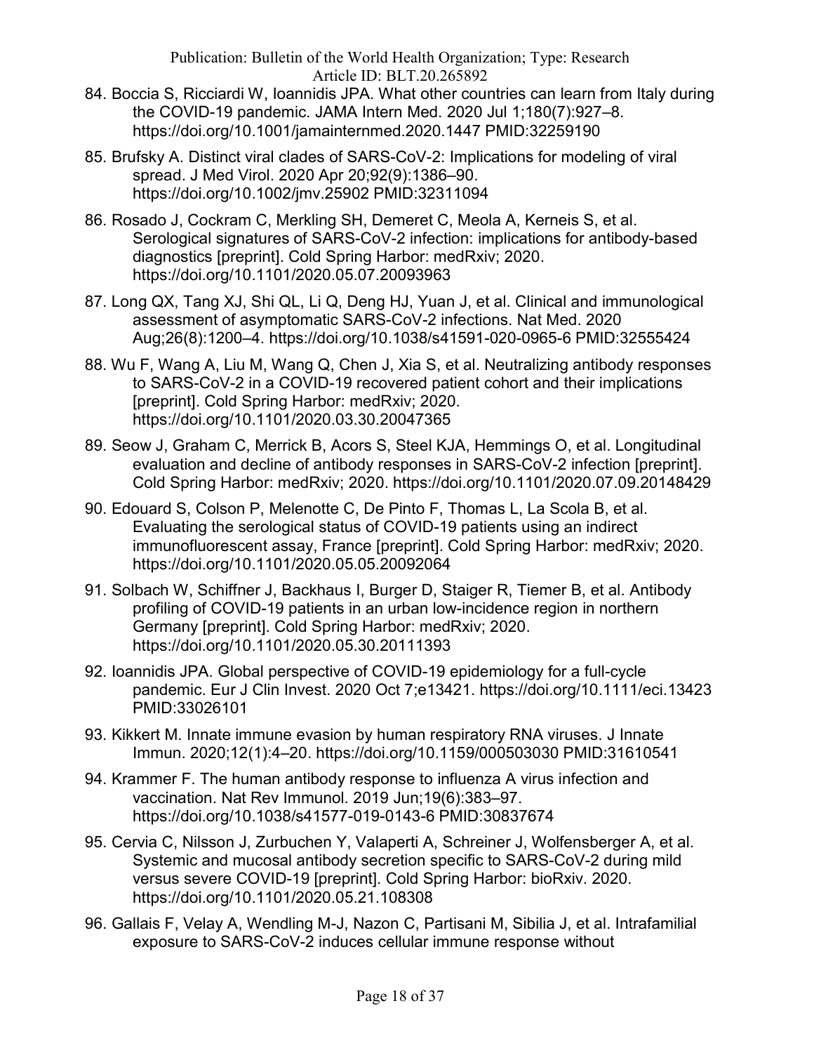84. Boccia S, Ricciardi W, Ioannidis JPA. What other countries can learn from Italy during the COVID-19 pandemic. JAMA Intern Med. 2020 Jul 1;180(7):927–8. https://doi.org/10.1001/jamainternmed.2020.1447 PMID:32259190

85. Brufsky A. Distinct viral clades of SARS-CoV-2: Implications for modeling of viral spread. J Med Virol. 2020 Apr 20;92(9):1386–90. https://doi.org/10.1002/jmv.25902 PMID:32311094

86. Rosado J, Cockram C, Merkling SH, Demeret C, Meola A, Kerneis S, et al. Serological signatures of SARS-CoV-2 infection: implications for antibody-based diagnostics [preprint]. Cold Spring Harbor: medRxiv; 2020. https://doi.org/10.1101/2020.05.07.20093963

87. Long QX, Tang XJ, Shi QL, Li Q, Deng HJ, Yuan J, et al. Clinical and immunological assessment of asymptomatic SARS-CoV-2 infections. Nat Med. 2020 Aug;26(8):1200–4. https://doi.org/10.1038/s41591-020-0965-6 PMID:32555424

88. Wu F, Wang A, Liu M, Wang Q, Chen J, Xia S, et al. Neutralizing antibody responses to SARS-CoV-2 in a COVID-19 recovered patient cohort and their implications [preprint]. Cold Spring Harbor: medRxiv; 2020. https://doi.org/10.1101/2020.03.30.20047365

89. Seow J, Graham C, Merrick B, Acors S, Steel KJA, Hemmings O, et al. Longitudinal evaluation and decline of antibody responses in SARS-CoV-2 infection [preprint]. Cold Spring Harbor: medRxiv; 2020. https://doi.org/10.1101/2020.07.09.20148429

90. Edouard S, Colson P, Melenotte C, De Pinto F, Thomas L, La Scola B, et al. Evaluating the serological status of COVID-19 patients using an indirect immunofluorescent assay, France [preprint]. Cold Spring Harbor: medRxiv; 2020. https://doi.org/10.1101/2020.05.05.20092064

91. Solbach W, Schiffner J, Backhaus I, Burger D, Staiger R, Tiemer B, et al. Antibody profiling of COVID-19 patients in an urban low-incidence region in northern Germany [preprint]. Cold Spring Harbor: medRxiv; 2020. https://doi.org/10.1101/2020.05.30.20111393

92. Ioannidis JPA. Global perspective of COVID-19 epidemiology for a full-cycle pandemic. Eur J Clin Invest. 2020 Oct 7;e13421. https://doi.org/10.1111/eci.13423 PMID:33026101

93. Kikkert M. Innate immune evasion by human respiratory RNA viruses. J Innate Immun. 2020;12(1):4–20. https://doi.org/10.1159/000503030 PMID:31610541

94. Krammer F. The human antibody response to influenza A virus infection and vaccination. Nat Rev Immunol. 2019 Jun;19(6):383–97. https://doi.org/10.1038/s41577-019-0143-6 PMID:30837674

95. Cervia C, Nilsson J, Zurbuchen Y, Valaperti A, Schreiner J, Wolfensberger A, et al. Systemic and mucosal antibody secretion specific to SARS-CoV-2 during mild versus severe COVID-19 [preprint]. Cold Spring Harbor: bioRxiv. 2020. https://doi.org/10.1101/2020.05.21.108308

96. Gallais F, Velay A, Wendling M-J, Nazon C, Partisani M, Sibilia J, et al. Intrafamilial exposure to SARS-CoV-2 induces cellular immune response without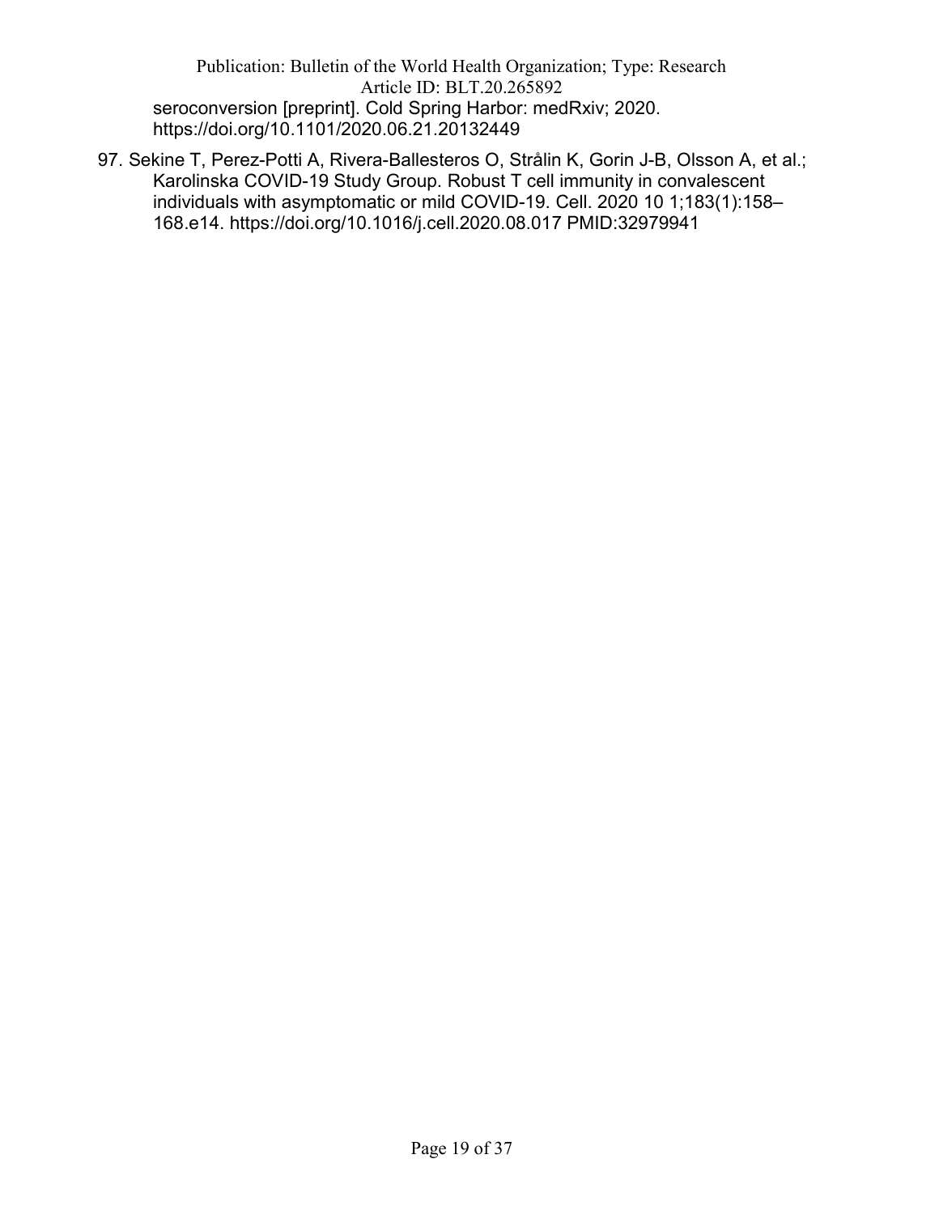seroconversion [preprint]. Cold Spring Harbor: medRxiv; 2020. https://doi.org/10.1101/2020.06.21.20132449

97. Sekine T, Perez-Potti A, Rivera-Ballesteros O, Strålin K, Gorin J-B, Olsson A, et al.; Karolinska COVID-19 Study Group. Robust T cell immunity in convalescent individuals with asymptomatic or mild COVID-19. Cell. 2020 10 1;183(1):158–168.e14. https://doi.org/10.1016/j.cell.2020.08.017 PMID:32979941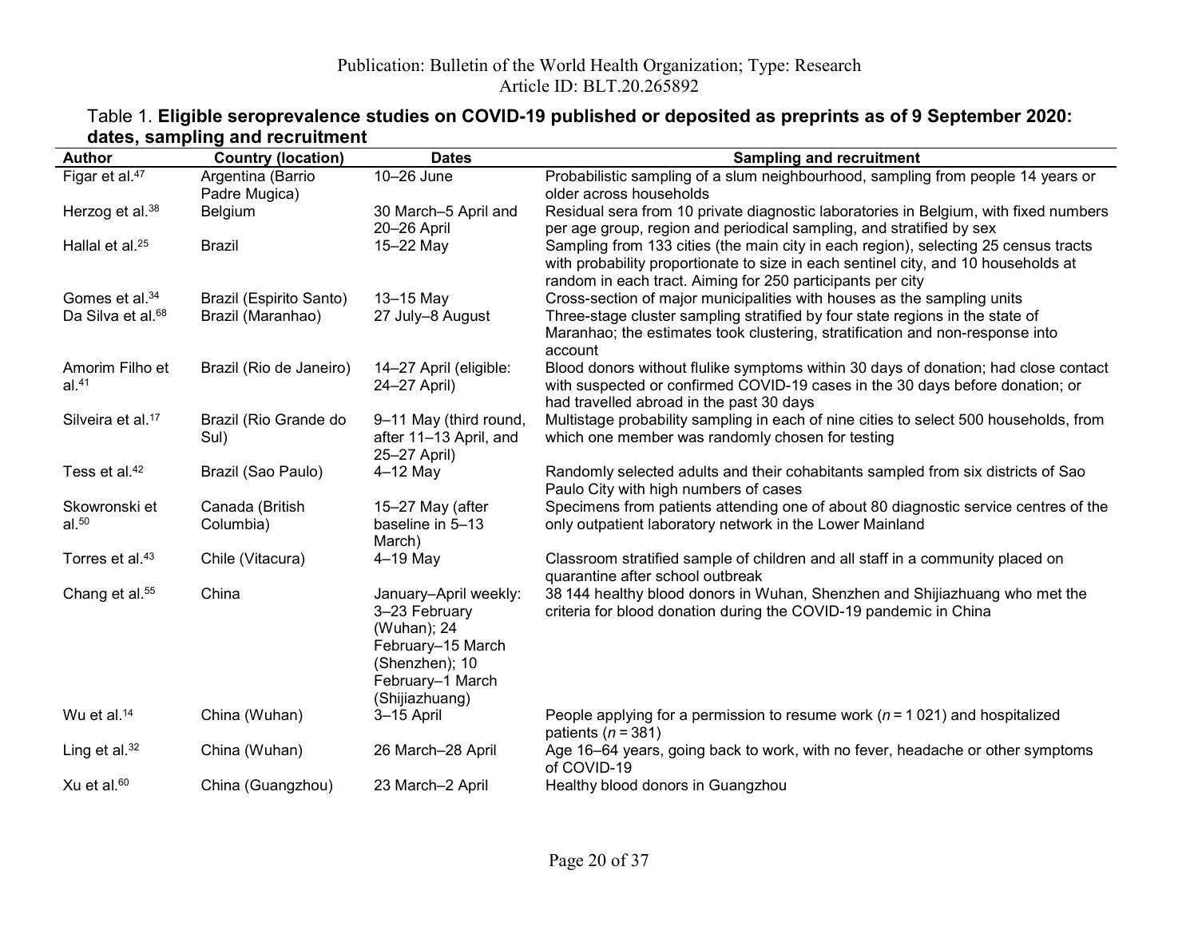Table 1. **Eligible seroprevalence studies on COVID-19 published or deposited as preprints as of 9 September 2020: dates, sampling and recruitment**

| Author | Country (location) | Dates | Sampling and recruitment |
| --- | --- | --- | --- |
| Figar et al.[47] | Argentina (Barrio Padre Mugica) | 10–26 June | Probabilistic sampling of a slum neighbourhood, sampling from people 14 years or older across households |
| Herzog et al.[38] | Belgium | 30 March–5 April and 20–26 April | Residual sera from 10 private diagnostic laboratories in Belgium, with fixed numbers per age group, region and periodical sampling, and stratified by sex |
| Hallal et al.[25] | Brazil | 15–22 May | Sampling from 133 cities (the main city in each region), selecting 25 census tracts with probability proportionate to size in each sentinel city, and 10 households at random in each tract. Aiming for 250 participants per city |
| Gomes et al.[34] | Brazil (Espirito Santo) | 13–15 May | Cross-section of major municipalities with houses as the sampling units |
| Da Silva et al.[68] | Brazil (Maranhao) | 27 July–8 August | Three-stage cluster sampling stratified by four state regions in the state of Maranhao; the estimates took clustering, stratification and non-response into account |
| Amorim Filho et al.[41] | Brazil (Rio de Janeiro) | 14–27 April (eligible: 24–27 April) | Blood donors without flulike symptoms within 30 days of donation; had close contact with suspected or confirmed COVID-19 cases in the 30 days before donation; or had travelled abroad in the past 30 days |
| Silveira et al.[17] | Brazil (Rio Grande do Sul) | 9–11 May (third round, after 11–13 April, and 25–27 April) | Multistage probability sampling in each of nine cities to select 500 households, from which one member was randomly chosen for testing |
| Tess et al.[42] | Brazil (Sao Paulo) | 4–12 May | Randomly selected adults and their cohabitants sampled from six districts of Sao Paulo City with high numbers of cases |
| Skowronski et al.[50] | Canada (British Columbia) | 15–27 May (after baseline in 5–13 March) | Specimens from patients attending one of about 80 diagnostic service centres of the only outpatient laboratory network in the Lower Mainland |
| Torres et al.[43] | Chile (Vitacura) | 4–19 May | Classroom stratified sample of children and all staff in a community placed on quarantine after school outbreak |
| Chang et al.[55] | China | January–April weekly: 3–23 February (Wuhan); 24 February–15 March (Shenzhen); 10 February–1 March (Shijiazhuang) | 38 144 healthy blood donors in Wuhan, Shenzhen and Shijiazhuang who met the criteria for blood donation during the COVID-19 pandemic in China |
| Wu et al.[14] | China (Wuhan) | 3–15 April | People applying for a permission to resume work (*n* = 1 021) and hospitalized patients (*n* = 381) |
| Ling et al.[32] | China (Wuhan) | 26 March–28 April | Age 16–64 years, going back to work, with no fever, headache or other symptoms of COVID-19 |
| Xu et al.[60] | China (Guangzhou) | 23 March–2 April | Healthy blood donors in Guangzhou |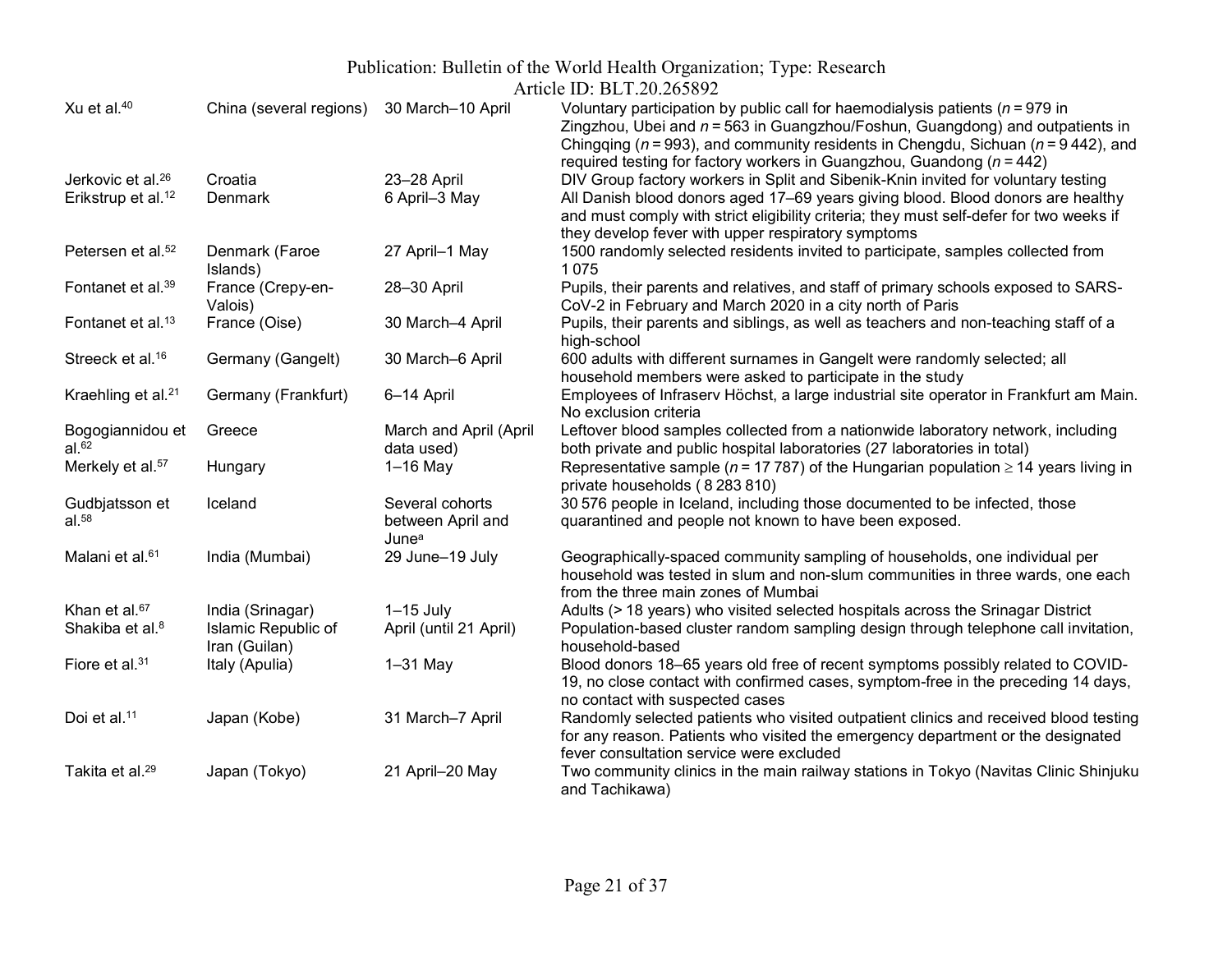| | | | |
|---|---|---|---|
| Xu et al.[40] | China (several regions) | 30 March–10 April | Voluntary participation by public call for haemodialysis patients ($n$ = 979 in Zingzhou, Ubei and $n$ = 563 in Guangzhou/Foshun, Guangdong) and outpatients in Chingqing ($n$ = 993), and community residents in Chengdu, Sichuan ($n$ = 9 442), and required testing for factory workers in Guangzhou, Guandong ($n$ = 442) |
| Jerkovic et al.[26] | Croatia | 23–28 April | DIV Group factory workers in Split and Sibenik-Knin invited for voluntary testing |
| Erikstrup et al.[12] | Denmark | 6 April–3 May | All Danish blood donors aged 17–69 years giving blood. Blood donors are healthy and must comply with strict eligibility criteria; they must self-defer for two weeks if they develop fever with upper respiratory symptoms |
| Petersen et al.[52] | Denmark (Faroe Islands) | 27 April–1 May | 1500 randomly selected residents invited to participate, samples collected from 1 075 |
| Fontanet et al.[39] | France (Crepy-en-Valois) | 28–30 April | Pupils, their parents and relatives, and staff of primary schools exposed to SARS-CoV-2 in February and March 2020 in a city north of Paris |
| Fontanet et al.[13] | France (Oise) | 30 March–4 April | Pupils, their parents and siblings, as well as teachers and non-teaching staff of a high-school |
| Streeck et al.[16] | Germany (Gangelt) | 30 March–6 April | 600 adults with different surnames in Gangelt were randomly selected; all household members were asked to participate in the study |
| Kraehling et al.[21] | Germany (Frankfurt) | 6–14 April | Employees of Infraserv Höchst, a large industrial site operator in Frankfurt am Main. No exclusion criteria |
| Bogogiannidou et al.[62] | Greece | March and April (April data used) | Leftover blood samples collected from a nationwide laboratory network, including both private and public hospital laboratories (27 laboratories in total) |
| Merkely et al.[57] | Hungary | 1–16 May | Representative sample ($n$ = 17 787) of the Hungarian population ≥ 14 years living in private households ( 8 283 810) |
| Gudbjatsson et al.[58] | Iceland | Several cohorts between April and June[a] | 30 576 people in Iceland, including those documented to be infected, those quarantined and people not known to have been exposed. |
| Malani et al.[61] | India (Mumbai) | 29 June–19 July | Geographically-spaced community sampling of households, one individual per household was tested in slum and non-slum communities in three wards, one each from the three main zones of Mumbai |
| Khan et al.[67] | India (Srinagar) | 1–15 July | Adults (> 18 years) who visited selected hospitals across the Srinagar District |
| Shakiba et al.[8] | Islamic Republic of Iran (Guilan) | April (until 21 April) | Population-based cluster random sampling design through telephone call invitation, household-based |
| Fiore et al.[31] | Italy (Apulia) | 1–31 May | Blood donors 18–65 years old free of recent symptoms possibly related to COVID-19, no close contact with confirmed cases, symptom-free in the preceding 14 days, no contact with suspected cases |
| Doi et al.[11] | Japan (Kobe) | 31 March–7 April | Randomly selected patients who visited outpatient clinics and received blood testing for any reason. Patients who visited the emergency department or the designated fever consultation service were excluded |
| Takita et al.[29] | Japan (Tokyo) | 21 April–20 May | Two community clinics in the main railway stations in Tokyo (Navitas Clinic Shinjuku and Tachikawa) |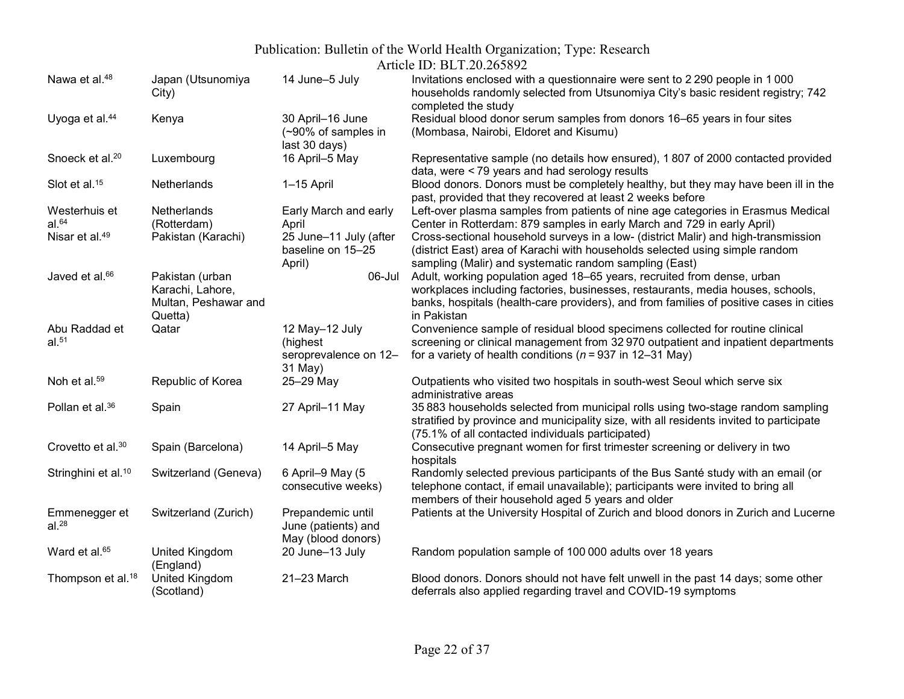| | | | |
|---|---|---|---|
| Nawa et al.[48] | Japan (Utsunomiya City) | 14 June–5 July | Invitations enclosed with a questionnaire were sent to 2 290 people in 1 000 households randomly selected from Utsunomiya City's basic resident registry; 742 completed the study |
| Uyoga et al.[44] | Kenya | 30 April–16 June (~90% of samples in last 30 days) | Residual blood donor serum samples from donors 16–65 years in four sites (Mombasa, Nairobi, Eldoret and Kisumu) |
| Snoeck et al.[20] | Luxembourg | 16 April–5 May | Representative sample (no details how ensured), 1 807 of 2000 contacted provided data, were < 79 years and had serology results |
| Slot et al.[15] | Netherlands | 1–15 April | Blood donors. Donors must be completely healthy, but they may have been ill in the past, provided that they recovered at least 2 weeks before |
| Westerhuis et al.[64] | Netherlands (Rotterdam) | Early March and early April | Left-over plasma samples from patients of nine age categories in Erasmus Medical Center in Rotterdam: 879 samples in early March and 729 in early April) |
| Nisar et al.[49] | Pakistan (Karachi) | 25 June–11 July (after baseline on 15–25 April) | Cross-sectional household surveys in a low- (district Malir) and high-transmission (district East) area of Karachi with households selected using simple random sampling (Malir) and systematic random sampling (East) |
| Javed et al.[66] | Pakistan (urban Karachi, Lahore, Multan, Peshawar and Quetta) | 06-Jul | Adult, working population aged 18–65 years, recruited from dense, urban workplaces including factories, businesses, restaurants, media houses, schools, banks, hospitals (health-care providers), and from families of positive cases in cities in Pakistan |
| Abu Raddad et al.[51] | Qatar | 12 May–12 July (highest seroprevalence on 12–31 May) | Convenience sample of residual blood specimens collected for routine clinical screening or clinical management from 32 970 outpatient and inpatient departments for a variety of health conditions (*n* = 937 in 12–31 May) |
| Noh et al.[59] | Republic of Korea | 25–29 May | Outpatients who visited two hospitals in south-west Seoul which serve six administrative areas |
| Pollan et al.[36] | Spain | 27 April–11 May | 35 883 households selected from municipal rolls using two-stage random sampling stratified by province and municipality size, with all residents invited to participate (75.1% of all contacted individuals participated) |
| Crovetto et al.[30] | Spain (Barcelona) | 14 April–5 May | Consecutive pregnant women for first trimester screening or delivery in two hospitals |
| Stringhini et al.[10] | Switzerland (Geneva) | 6 April–9 May (5 consecutive weeks) | Randomly selected previous participants of the Bus Santé study with an email (or telephone contact, if email unavailable); participants were invited to bring all members of their household aged 5 years and older |
| Emmenegger et al.[28] | Switzerland (Zurich) | Prepandemic until June (patients) and May (blood donors) | Patients at the University Hospital of Zurich and blood donors in Zurich and Lucerne |
| Ward et al.[65] | United Kingdom (England) | 20 June–13 July | Random population sample of 100 000 adults over 18 years |
| Thompson et al.[18] | United Kingdom (Scotland) | 21–23 March | Blood donors. Donors should not have felt unwell in the past 14 days; some other deferrals also applied regarding travel and COVID-19 symptoms |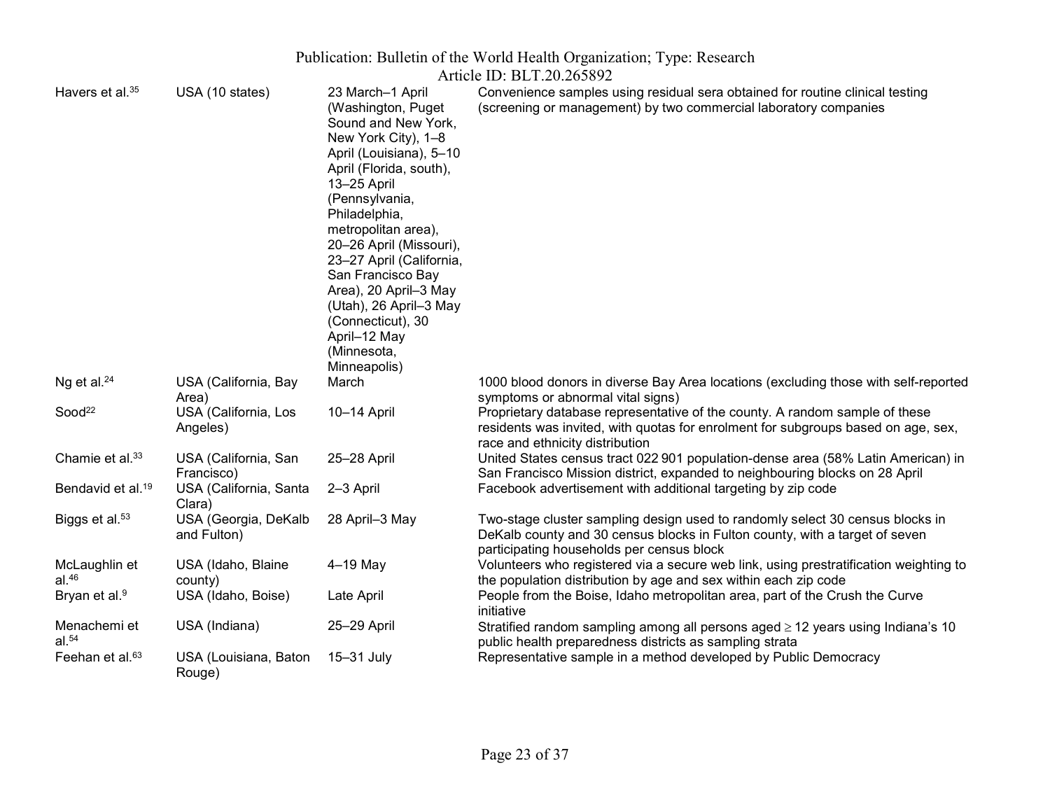| | | | |
|---|---|---|---|
| Havers et al.[35] | USA (10 states) | 23 March–1 April (Washington, Puget Sound and New York, New York City), 1–8 April (Louisiana), 5–10 April (Florida, south), 13–25 April (Pennsylvania, Philadelphia, metropolitan area), 20–26 April (Missouri), 23–27 April (California, San Francisco Bay Area), 20 April–3 May (Utah), 26 April–3 May (Connecticut), 30 April–12 May (Minnesota, Minneapolis) | Convenience samples using residual sera obtained for routine clinical testing (screening or management) by two commercial laboratory companies |
| Ng et al.[24] | USA (California, Bay Area) | March | 1000 blood donors in diverse Bay Area locations (excluding those with self-reported symptoms or abnormal vital signs) |
| Sood[22] | USA (California, Los Angeles) | 10–14 April | Proprietary database representative of the county. A random sample of these residents was invited, with quotas for enrolment for subgroups based on age, sex, race and ethnicity distribution |
| Chamie et al.[33] | USA (California, San Francisco) | 25–28 April | United States census tract 022 901 population-dense area (58% Latin American) in San Francisco Mission district, expanded to neighbouring blocks on 28 April |
| Bendavid et al.[19] | USA (California, Santa Clara) | 2–3 April | Facebook advertisement with additional targeting by zip code |
| Biggs et al.[53] | USA (Georgia, DeKalb and Fulton) | 28 April–3 May | Two-stage cluster sampling design used to randomly select 30 census blocks in DeKalb county and 30 census blocks in Fulton county, with a target of seven participating households per census block |
| McLaughlin et al.[46] | USA (Idaho, Blaine county) | 4–19 May | Volunteers who registered via a secure web link, using prestratification weighting to the population distribution by age and sex within each zip code |
| Bryan et al.[9] | USA (Idaho, Boise) | Late April | People from the Boise, Idaho metropolitan area, part of the Crush the Curve initiative |
| Menachemi et al.[54] | USA (Indiana) | 25–29 April | Stratified random sampling among all persons aged ≥ 12 years using Indiana's 10 public health preparedness districts as sampling strata |
| Feehan et al.[63] | USA (Louisiana, Baton Rouge) | 15–31 July | Representative sample in a method developed by Public Democracy |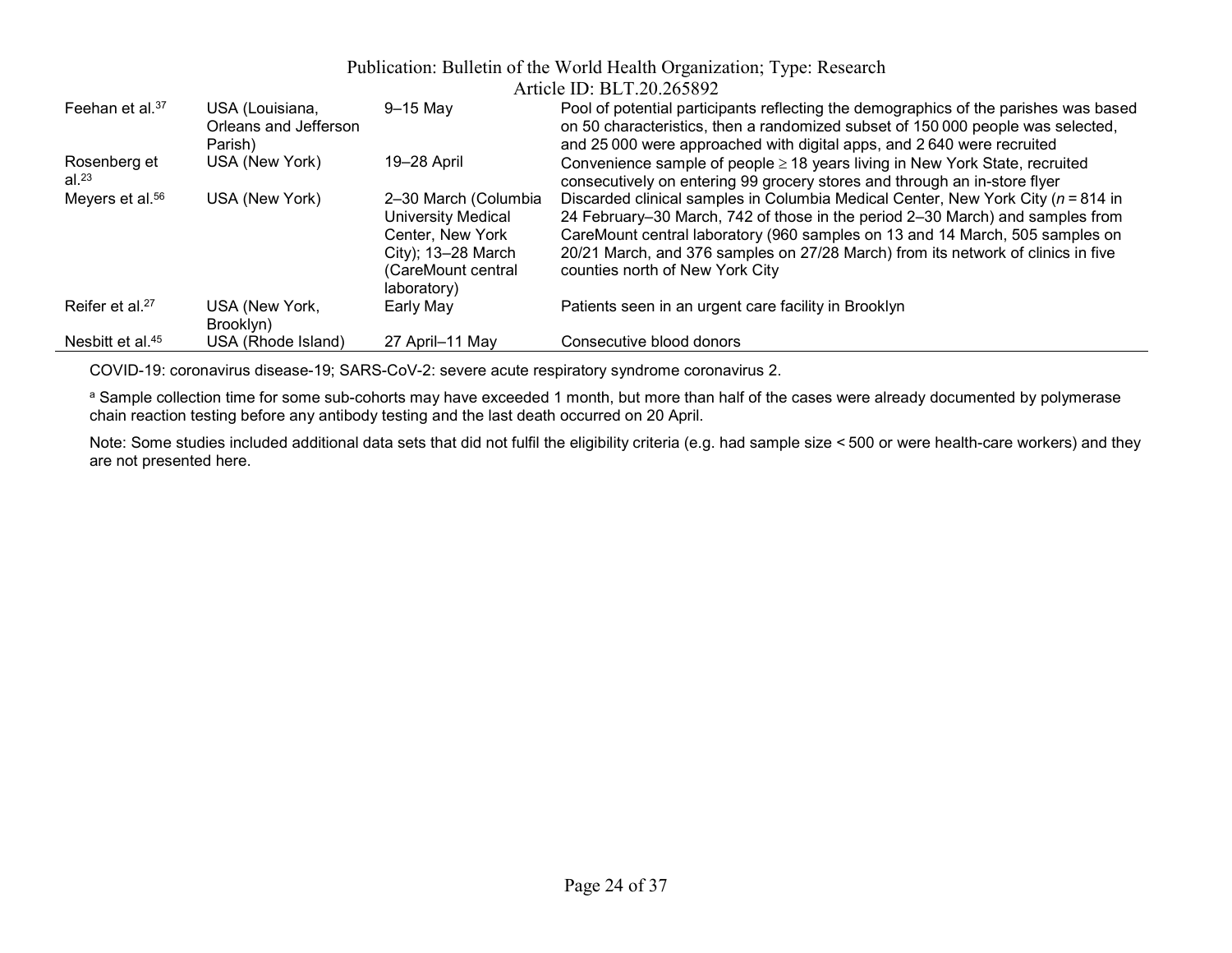| | | | |
|---|---|---|---|
| Feehan et al.[37] | USA (Louisiana, Orleans and Jefferson Parish) | 9–15 May | Pool of potential participants reflecting the demographics of the parishes was based on 50 characteristics, then a randomized subset of 150 000 people was selected, and 25 000 were approached with digital apps, and 2 640 were recruited |
| Rosenberg et al.[23] | USA (New York) | 19–28 April | Convenience sample of people ≥ 18 years living in New York State, recruited consecutively on entering 99 grocery stores and through an in-store flyer |
| Meyers et al.[56] | USA (New York) | 2–30 March (Columbia University Medical Center, New York City); 13–28 March (CareMount central laboratory) | Discarded clinical samples in Columbia Medical Center, New York City (*n* = 814 in 24 February–30 March, 742 of those in the period 2–30 March) and samples from CareMount central laboratory (960 samples on 13 and 14 March, 505 samples on 20/21 March, and 376 samples on 27/28 March) from its network of clinics in five counties north of New York City |
| Reifer et al.[27] | USA (New York, Brooklyn) | Early May | Patients seen in an urgent care facility in Brooklyn |
| Nesbitt et al.[45] | USA (Rhode Island) | 27 April–11 May | Consecutive blood donors |

COVID-19: coronavirus disease-19; SARS-CoV-2: severe acute respiratory syndrome coronavirus 2.

[a] Sample collection time for some sub-cohorts may have exceeded 1 month, but more than half of the cases were already documented by polymerase chain reaction testing before any antibody testing and the last death occurred on 20 April.

Note: Some studies included additional data sets that did not fulfil the eligibility criteria (e.g. had sample size < 500 or were health-care workers) and they are not presented here.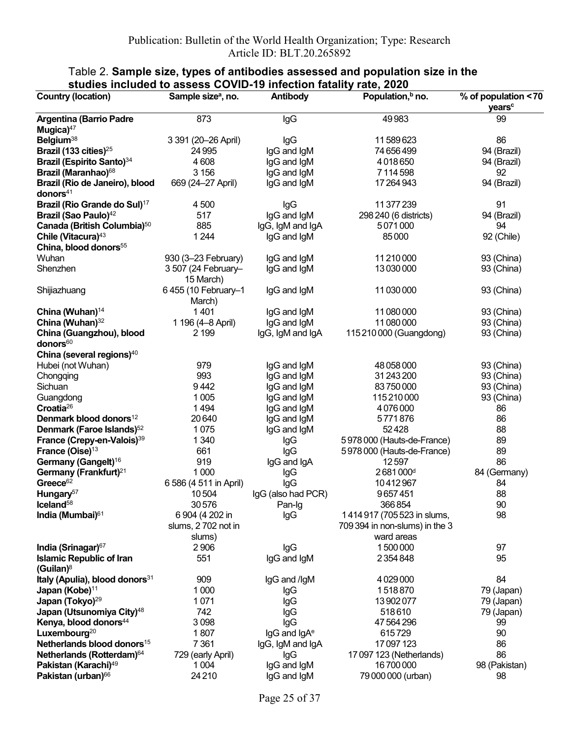Table 2. **Sample size, types of antibodies assessed and population size in the studies included to assess COVID-19 infection fatality rate, 2020**

| Country (location) | Sample size[a], no. | Antibody | Population,[b] no. | % of population <70 years[c] |
|---|---|---|---|---|
| **Argentina (Barrio Padre Mugica)**[47] | 873 | IgG | 49 983 | 99 |
| **Belgium**[38] | 3 391 (20–26 April) | IgG | 11 589 623 | 86 |
| **Brazil (133 cities)**[25] | 24 995 | IgG and IgM | 74 656 499 | 94 (Brazil) |
| **Brazil (Espirito Santo)**[34] | 4 608 | IgG and IgM | 4 018 650 | 94 (Brazil) |
| **Brazil (Maranhao)**[68] | 3 156 | IgG and IgM | 7 114 598 | 92 |
| **Brazil (Rio de Janeiro), blood donors**[41] | 669 (24–27 April) | IgG and IgM | 17 264 943 | 94 (Brazil) |
| **Brazil (Rio Grande do Sul)**[17] | 4 500 | IgG | 11 377 239 | 91 |
| **Brazil (Sao Paulo)**[42] | 517 | IgG and IgM | 298 240 (6 districts) | 94 (Brazil) |
| **Canada (British Columbia)**[50] | 885 | IgG, IgM and IgA | 5 071 000 | 94 |
| **Chile (Vitacura)**[43] | 1 244 | IgG and IgM | 85 000 | 92 (Chile) |
| **China, blood donors**[55] | | | | |
| Wuhan | 930 (3–23 February) | IgG and IgM | 11 210 000 | 93 (China) |
| Shenzhen | 3 507 (24 February–15 March) | IgG and IgM | 13 030 000 | 93 (China) |
| Shijiazhuang | 6 455 (10 February–1 March) | IgG and IgM | 11 030 000 | 93 (China) |
| **China (Wuhan)**[14] | 1 401 | IgG and IgM | 11 080 000 | 93 (China) |
| **China (Wuhan)**[32] | 1 196 (4–8 April) | IgG and IgM | 11 080 000 | 93 (China) |
| **China (Guangzhou), blood donors**[60] | 2 199 | IgG, IgM and IgA | 115 210 000 (Guangdong) | 93 (China) |
| **China (several regions)**[40] | | | | |
| Hubei (not Wuhan) | 979 | IgG and IgM | 48 058 000 | 93 (China) |
| Chongqing | 993 | IgG and IgM | 31 243 200 | 93 (China) |
| Sichuan | 9 442 | IgG and IgM | 83 750 000 | 93 (China) |
| Guangdong | 1 005 | IgG and IgM | 115 210 000 | 93 (China) |
| **Croatia**[26] | 1 494 | IgG and IgM | 4 076 000 | 86 |
| **Denmark blood donors**[12] | 20 640 | IgG and IgM | 5 771 876 | 86 |
| **Denmark (Faroe Islands)**[52] | 1 075 | IgG and IgM | 52 428 | 88 |
| **France (Crepy-en-Valois)**[39] | 1 340 | IgG | 5 978 000 (Hauts-de-France) | 89 |
| **France (Oise)**[13] | 661 | IgG | 5 978 000 (Hauts-de-France) | 89 |
| **Germany (Gangelt)**[16] | 919 | IgG and IgA | 12 597 | 86 |
| **Germany (Frankfurt)**[21] | 1 000 | IgG | 2 681 000[d] | 84 (Germany) |
| **Greece**[62] | 6 586 (4 511 in April) | IgG | 10 412 967 | 84 |
| **Hungary**[57] | 10 504 | IgG (also had PCR) | 9 657 451 | 88 |
| **Iceland**[58] | 30 576 | Pan-Ig | 366 854 | 90 |
| **India (Mumbai)**[61] | 6 904 (4 202 in slums, 2 702 not in slums) | IgG | 1 414 917 (705 523 in slums, 709 394 in non-slums) in the 3 ward areas | 98 |
| **India (Srinagar)**[67] | 2 906 | IgG | 1 500 000 | 97 |
| **Islamic Republic of Iran (Guilan)**[8] | 551 | IgG and IgM | 2 354 848 | 95 |
| **Italy (Apulia), blood donors**[31] | 909 | IgG and /IgM | 4 029 000 | 84 |
| **Japan (Kobe)**[11] | 1 000 | IgG | 1 518 870 | 79 (Japan) |
| **Japan (Tokyo)**[29] | 1 071 | IgG | 13 902 077 | 79 (Japan) |
| **Japan (Utsunomiya City)**[48] | 742 | IgG | 518 610 | 79 (Japan) |
| **Kenya, blood donors**[44] | 3 098 | IgG | 47 564 296 | 99 |
| **Luxembourg**[20] | 1 807 | IgG and IgA[e] | 615 729 | 90 |
| **Netherlands blood donors**[15] | 7 361 | IgG, IgM and IgA | 17 097 123 | 86 |
| **Netherlands (Rotterdam)**[64] | 729 (early April) | IgG | 17 097 123 (Netherlands) | 86 |
| **Pakistan (Karachi)**[49] | 1 004 | IgG and IgM | 16 700 000 | 98 (Pakistan) |
| **Pakistan (urban)**[66] | 24 210 | IgG and IgM | 79 000 000 (urban) | 98 |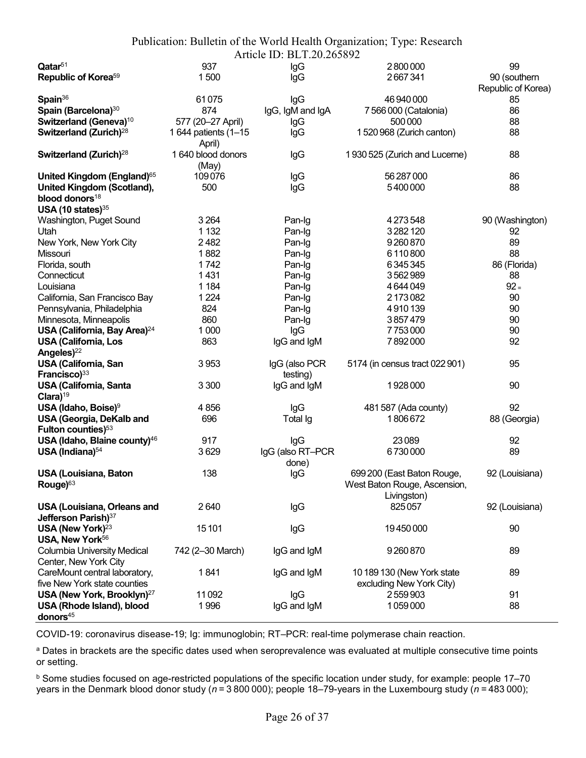| | | | | |
|---|---|---|---|---|
| **Qatar**[51] | 937 | IgG | 2 800 000 | 99 |
| **Republic of Korea**[59] | 1 500 | IgG | 2 667 341 | 90 (southern Republic of Korea) |
| **Spain**[36] | 61 075 | IgG | 46 940 000 | 85 |
| **Spain (Barcelona)**[30] | 874 | IgG, IgM and IgA | 7 566 000 (Catalonia) | 86 |
| **Switzerland (Geneva)**[10] | 577 (20–27 April) | IgG | 500 000 | 88 |
| **Switzerland (Zurich)**[28] | 1 644 patients (1–15 April) | IgG | 1 520 968 (Zurich canton) | 88 |
| **Switzerland (Zurich)**[28] | 1 640 blood donors (May) | IgG | 1 930 525 (Zurich and Lucerne) | 88 |
| **United Kingdom (England)**[65] | 109 076 | IgG | 56 287 000 | 86 |
| **United Kingdom (Scotland), blood donors**[18] | 500 | IgG | 5 400 000 | 88 |
| **USA (10 states)**[35] | | | | |
| Washington, Puget Sound | 3 264 | Pan-Ig | 4 273 548 | 90 (Washington) |
| Utah | 1 132 | Pan-Ig | 3 282 120 | 92 |
| New York, New York City | 2 482 | Pan-Ig | 9 260 870 | 89 |
| Missouri | 1 882 | Pan-Ig | 6 110 800 | 88 |
| Florida, south | 1 742 | Pan-Ig | 6 345 345 | 86 (Florida) |
| Connecticut | 1 431 | Pan-Ig | 3 562 989 | 88 |
| Louisiana | 1 184 | Pan-Ig | 4 644 049 | 92 |
| California, San Francisco Bay | 1 224 | Pan-Ig | 2 173 082 | 90 |
| Pennsylvania, Philadelphia | 824 | Pan-Ig | 4 910 139 | 90 |
| Minnesota, Minneapolis | 860 | Pan-Ig | 3 857 479 | 90 |
| **USA (California, Bay Area)**[24] | 1 000 | IgG | 7 753 000 | 90 |
| **USA (California, Los Angeles)**[22] | 863 | IgG and IgM | 7 892 000 | 92 |
| **USA (California, San Francisco)**[33] | 3 953 | IgG (also PCR testing) | 5174 (in census tract 022 901) | 95 |
| **USA (California, Santa Clara)**[19] | 3 300 | IgG and IgM | 1 928 000 | 90 |
| **USA (Idaho, Boise)**[9] | 4 856 | IgG | 481 587 (Ada county) | 92 |
| **USA (Georgia, DeKalb and Fulton counties)**[53] | 696 | Total Ig | 1 806 672 | 88 (Georgia) |
| **USA (Idaho, Blaine county)**[46] | 917 | IgG | 23 089 | 92 |
| **USA (Indiana)**[54] | 3 629 | IgG (also RT–PCR done) | 6 730 000 | 89 |
| **USA (Louisiana, Baton Rouge)**[63] | 138 | IgG | 699 200 (East Baton Rouge, West Baton Rouge, Ascension, Livingston) | 92 (Louisiana) |
| **USA (Louisiana, Orleans and Jefferson Parish)**[37] | 2 640 | IgG | 825 057 | 92 (Louisiana) |
| **USA (New York)**[23] | 15 101 | IgG | 19 450 000 | 90 |
| **USA, New York**[56] | | | | |
| Columbia University Medical Center, New York City | 742 (2–30 March) | IgG and IgM | 9 260 870 | 89 |
| CareMount central laboratory, five New York state counties | 1 841 | IgG and IgM | 10 189 130 (New York state excluding New York City) | 89 |
| **USA (New York, Brooklyn)**[27] | 11 092 | IgG | 2 559 903 | 91 |
| **USA (Rhode Island), blood donors**[45] | 1 996 | IgG and IgM | 1 059 000 | 88 |

COVID-19: coronavirus disease-19; Ig: immunoglobin; RT–PCR: real-time polymerase chain reaction.

[a] Dates in brackets are the specific dates used when seroprevalence was evaluated at multiple consecutive time points or setting.

[b] Some studies focused on age-restricted populations of the specific location under study, for example: people 17–70 years in the Denmark blood donor study (*n* = 3 800 000); people 18–79-years in the Luxembourg study (*n* = 483 000);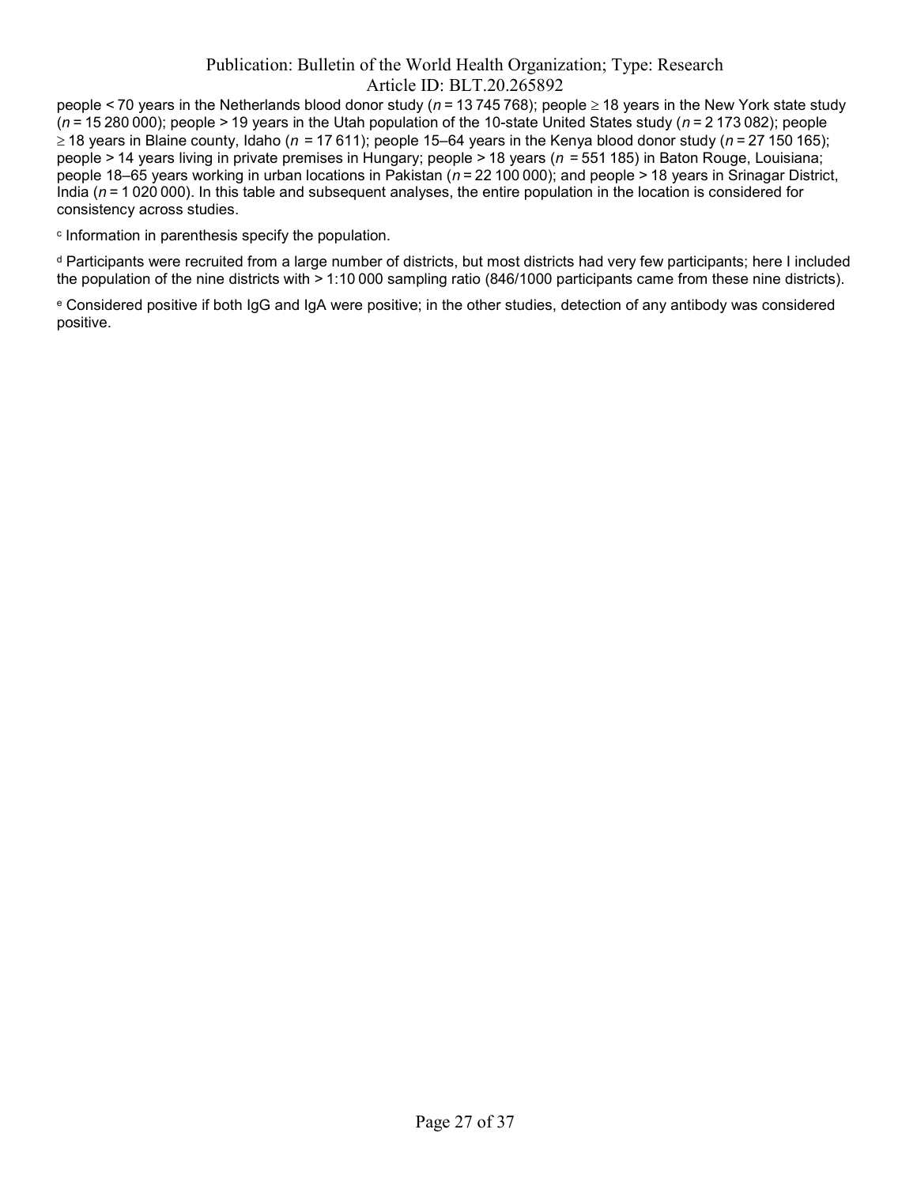people < 70 years in the Netherlands blood donor study (*n* = 13 745 768); people ≥ 18 years in the New York state study (*n* = 15 280 000); people > 19 years in the Utah population of the 10-state United States study (*n* = 2 173 082); people ≥ 18 years in Blaine county, Idaho (*n* = 17 611); people 15–64 years in the Kenya blood donor study (*n* = 27 150 165); people > 14 years living in private premises in Hungary; people > 18 years (*n* = 551 185) in Baton Rouge, Louisiana; people 18–65 years working in urban locations in Pakistan (*n* = 22 100 000); and people > 18 years in Srinagar District, India (*n* = 1 020 000). In this table and subsequent analyses, the entire population in the location is considered for consistency across studies.

[c] Information in parenthesis specify the population.

[d] Participants were recruited from a large number of districts, but most districts had very few participants; here I included the population of the nine districts with > 1:10 000 sampling ratio (846/1000 participants came from these nine districts).

[e] Considered positive if both IgG and IgA were positive; in the other studies, detection of any antibody was considered positive.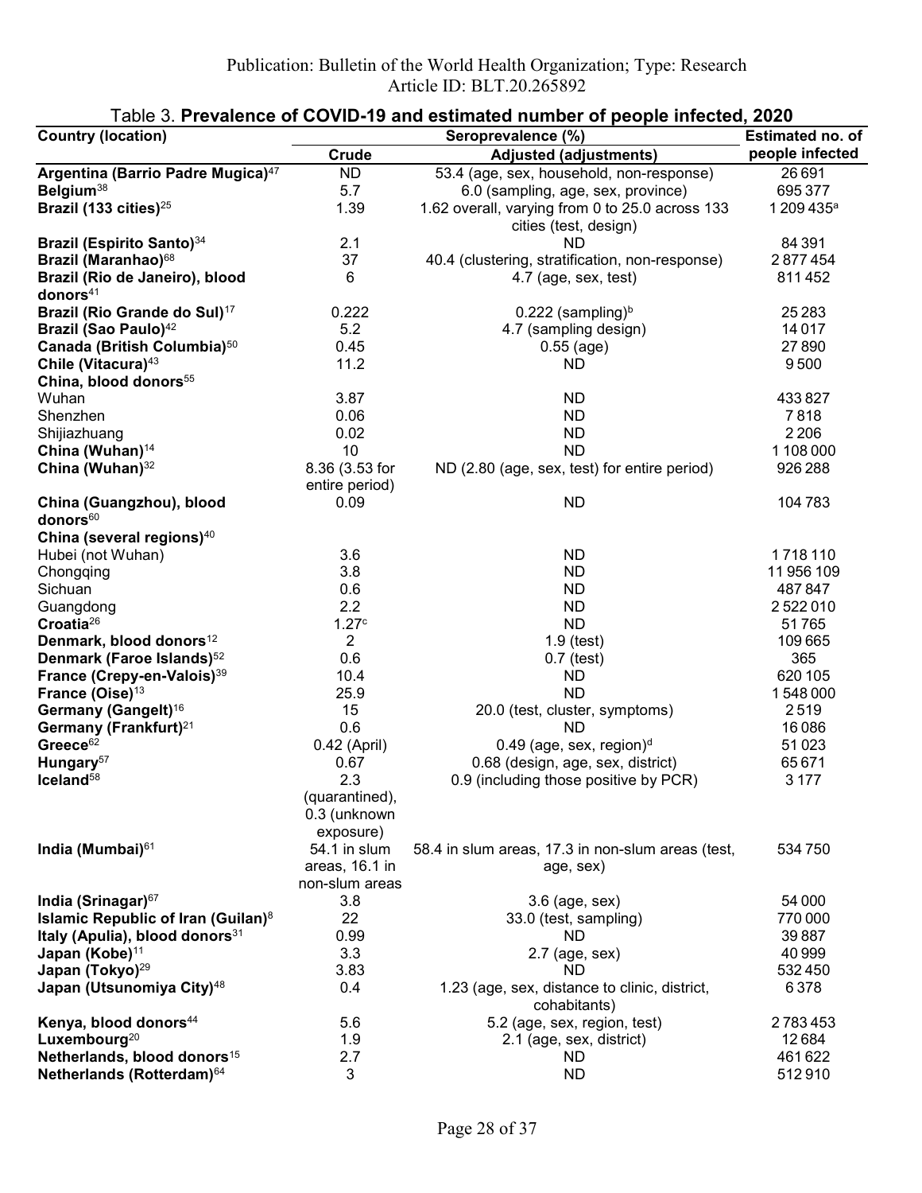Publication: Bulletin of the World Health Organization; Type: Research
Article ID: BLT.20.265892

Table 3. **Prevalence of COVID-19 and estimated number of people infected, 2020**

| Country (location) | Seroprevalence (%) | | Estimated no. of people infected |
|---|---|---|---|
| | Crude | Adjusted (adjustments) | |
| **Argentina (Barrio Padre Mugica)**[47] | ND | 53.4 (age, sex, household, non-response) | 26 691 |
| **Belgium**[38] | 5.7 | 6.0 (sampling, age, sex, province) | 695 377 |
| **Brazil (133 cities)**[25] | 1.39 | 1.62 overall, varying from 0 to 25.0 across 133 cities (test, design) | 1 209 435[a] |
| **Brazil (Espirito Santo)**[34] | 2.1 | ND | 84 391 |
| **Brazil (Maranhao)**[68] | 37 | 40.4 (clustering, stratification, non-response) | 2 877 454 |
| **Brazil (Rio de Janeiro), blood donors**[41] | 6 | 4.7 (age, sex, test) | 811 452 |
| **Brazil (Rio Grande do Sul)**[17] | 0.222 | 0.222 (sampling)[b] | 25 283 |
| **Brazil (Sao Paulo)**[42] | 5.2 | 4.7 (sampling design) | 14 017 |
| **Canada (British Columbia)**[50] | 0.45 | 0.55 (age) | 27 890 |
| **Chile (Vitacura)**[43] | 11.2 | ND | 9 500 |
| **China, blood donors**[55] | | | |
| Wuhan | 3.87 | ND | 433 827 |
| Shenzhen | 0.06 | ND | 7 818 |
| Shijiazhuang | 0.02 | ND | 2 206 |
| **China (Wuhan)**[14] | 10 | ND | 1 108 000 |
| **China (Wuhan)**[32] | 8.36 (3.53 for entire period) | ND (2.80 (age, sex, test) for entire period) | 926 288 |
| **China (Guangzhou), blood donors**[60] | 0.09 | ND | 104 783 |
| **China (several regions)**[40] | | | |
| Hubei (not Wuhan) | 3.6 | ND | 1 718 110 |
| Chongqing | 3.8 | ND | 11 956 109 |
| Sichuan | 0.6 | ND | 487 847 |
| Guangdong | 2.2 | ND | 2 522 010 |
| **Croatia**[26] | 1.27[c] | ND | 51 765 |
| **Denmark, blood donors**[12] | 2 | 1.9 (test) | 109 665 |
| **Denmark (Faroe Islands)**[52] | 0.6 | 0.7 (test) | 365 |
| **France (Crepy-en-Valois)**[39] | 10.4 | ND | 620 105 |
| **France (Oise)**[13] | 25.9 | ND | 1 548 000 |
| **Germany (Gangelt)**[16] | 15 | 20.0 (test, cluster, symptoms) | 2 519 |
| **Germany (Frankfurt)**[21] | 0.6 | ND | 16 086 |
| **Greece**[62] | 0.42 (April) | 0.49 (age, sex, region)[d] | 51 023 |
| **Hungary**[57] | 0.67 | 0.68 (design, age, sex, district) | 65 671 |
| **Iceland**[58] | 2.3 (quarantined), 0.3 (unknown exposure) | 0.9 (including those positive by PCR) | 3 177 |
| **India (Mumbai)**[61] | 54.1 in slum areas, 16.1 in non-slum areas | 58.4 in slum areas, 17.3 in non-slum areas (test, age, sex) | 534 750 |
| **India (Srinagar)**[67] | 3.8 | 3.6 (age, sex) | 54 000 |
| **Islamic Republic of Iran (Guilan)**[8] | 22 | 33.0 (test, sampling) | 770 000 |
| **Italy (Apulia), blood donors**[31] | 0.99 | ND | 39 887 |
| **Japan (Kobe)**[11] | 3.3 | 2.7 (age, sex) | 40 999 |
| **Japan (Tokyo)**[29] | 3.83 | ND | 532 450 |
| **Japan (Utsunomiya City)**[48] | 0.4 | 1.23 (age, sex, distance to clinic, district, cohabitants) | 6 378 |
| **Kenya, blood donors**[44] | 5.6 | 5.2 (age, sex, region, test) | 2 783 453 |
| **Luxembourg**[20] | 1.9 | 2.1 (age, sex, district) | 12 684 |
| **Netherlands, blood donors**[15] | 2.7 | ND | 461 622 |
| **Netherlands (Rotterdam)**[64] | 3 | ND | 512 910 |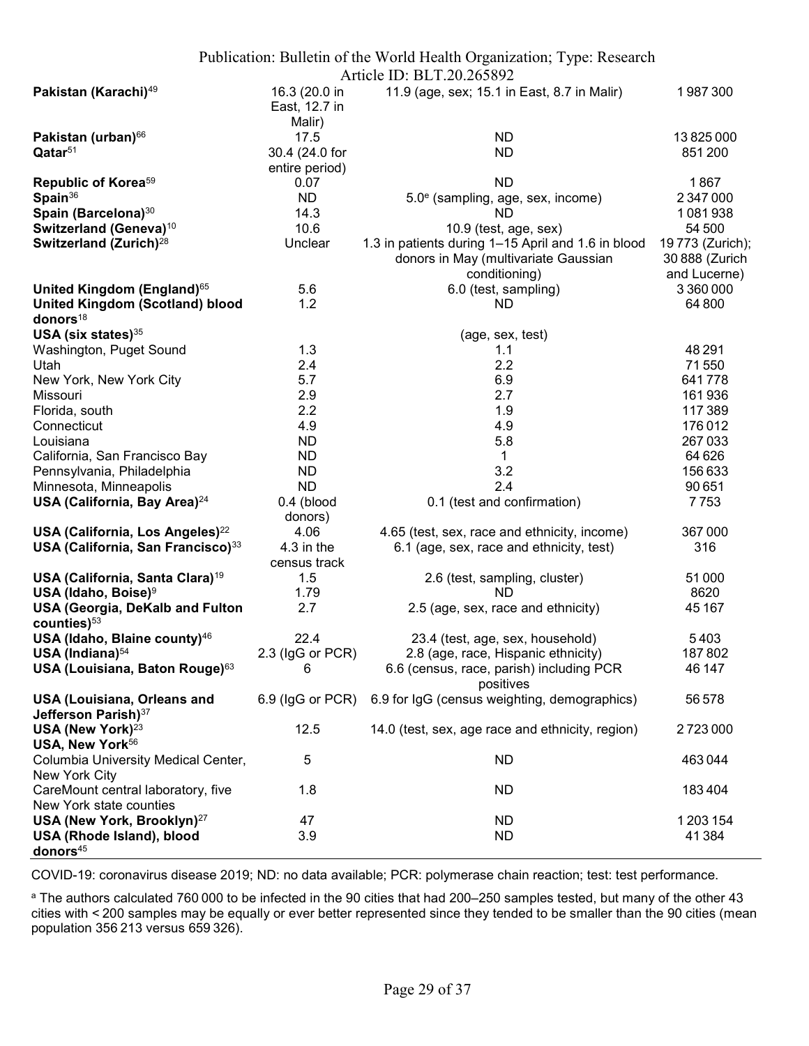| | | | |
|---|---|---|---|
| **Pakistan (Karachi)**[49] | 16.3 (20.0 in East, 12.7 in Malir) | 11.9 (age, sex; 15.1 in East, 8.7 in Malir) | 1 987 300 |
| **Pakistan (urban)**[66] | 17.5 | ND | 13 825 000 |
| **Qatar**[51] | 30.4 (24.0 for entire period) | ND | 851 200 |
| **Republic of Korea**[59] | 0.07 | ND | 1 867 |
| **Spain**[36] | ND | 5.0[e] (sampling, age, sex, income) | 2 347 000 |
| **Spain (Barcelona)**[30] | 14.3 | ND | 1 081 938 |
| **Switzerland (Geneva)**[10] | 10.6 | 10.9 (test, age, sex) | 54 500 |
| **Switzerland (Zurich)**[28] | Unclear | 1.3 in patients during 1–15 April and 1.6 in blood donors in May (multivariate Gaussian conditioning) | 19 773 (Zurich); 30 888 (Zurich and Lucerne) |
| **United Kingdom (England)**[65] | 5.6 | 6.0 (test, sampling) | 3 360 000 |
| **United Kingdom (Scotland) blood donors**[18] | 1.2 | ND | 64 800 |
| **USA (six states)**[35] | | (age, sex, test) | |
| Washington, Puget Sound | 1.3 | 1.1 | 48 291 |
| Utah | 2.4 | 2.2 | 71 550 |
| New York, New York City | 5.7 | 6.9 | 641 778 |
| Missouri | 2.9 | 2.7 | 161 936 |
| Florida, south | 2.2 | 1.9 | 117 389 |
| Connecticut | 4.9 | 4.9 | 176 012 |
| Louisiana | ND | 5.8 | 267 033 |
| California, San Francisco Bay | ND | 1 | 64 626 |
| Pennsylvania, Philadelphia | ND | 3.2 | 156 633 |
| Minnesota, Minneapolis | ND | 2.4 | 90 651 |
| **USA (California, Bay Area)**[24] | 0.4 (blood donors) | 0.1 (test and confirmation) | 7 753 |
| **USA (California, Los Angeles)**[22] | 4.06 | 4.65 (test, sex, race and ethnicity, income) | 367 000 |
| **USA (California, San Francisco)**[33] | 4.3 in the census track | 6.1 (age, sex, race and ethnicity, test) | 316 |
| **USA (California, Santa Clara)**[19] | 1.5 | 2.6 (test, sampling, cluster) | 51 000 |
| **USA (Idaho, Boise)**[9] | 1.79 | ND | 8620 |
| **USA (Georgia, DeKalb and Fulton counties)**[53] | 2.7 | 2.5 (age, sex, race and ethnicity) | 45 167 |
| **USA (Idaho, Blaine county)**[46] | 22.4 | 23.4 (test, age, sex, household) | 5 403 |
| **USA (Indiana)**[54] | 2.3 (IgG or PCR) | 2.8 (age, race, Hispanic ethnicity) | 187 802 |
| **USA (Louisiana, Baton Rouge)**[63] | 6 | 6.6 (census, race, parish) including PCR positives | 46 147 |
| **USA (Louisiana, Orleans and Jefferson Parish)**[37] | 6.9 (IgG or PCR) | 6.9 for IgG (census weighting, demographics) | 56 578 |
| **USA (New York)**[23] | 12.5 | 14.0 (test, sex, age race and ethnicity, region) | 2 723 000 |
| **USA, New York**[56] | | | |
| Columbia University Medical Center, New York City | 5 | ND | 463 044 |
| CareMount central laboratory, five New York state counties | 1.8 | ND | 183 404 |
| **USA (New York, Brooklyn)**[27] | 47 | ND | 1 203 154 |
| **USA (Rhode Island), blood donors**[45] | 3.9 | ND | 41 384 |

COVID-19: coronavirus disease 2019; ND: no data available; PCR: polymerase chain reaction; test: test performance.

[a] The authors calculated 760 000 to be infected in the 90 cities that had 200–250 samples tested, but many of the other 43 cities with < 200 samples may be equally or ever better represented since they tended to be smaller than the 90 cities (mean population 356 213 versus 659 326).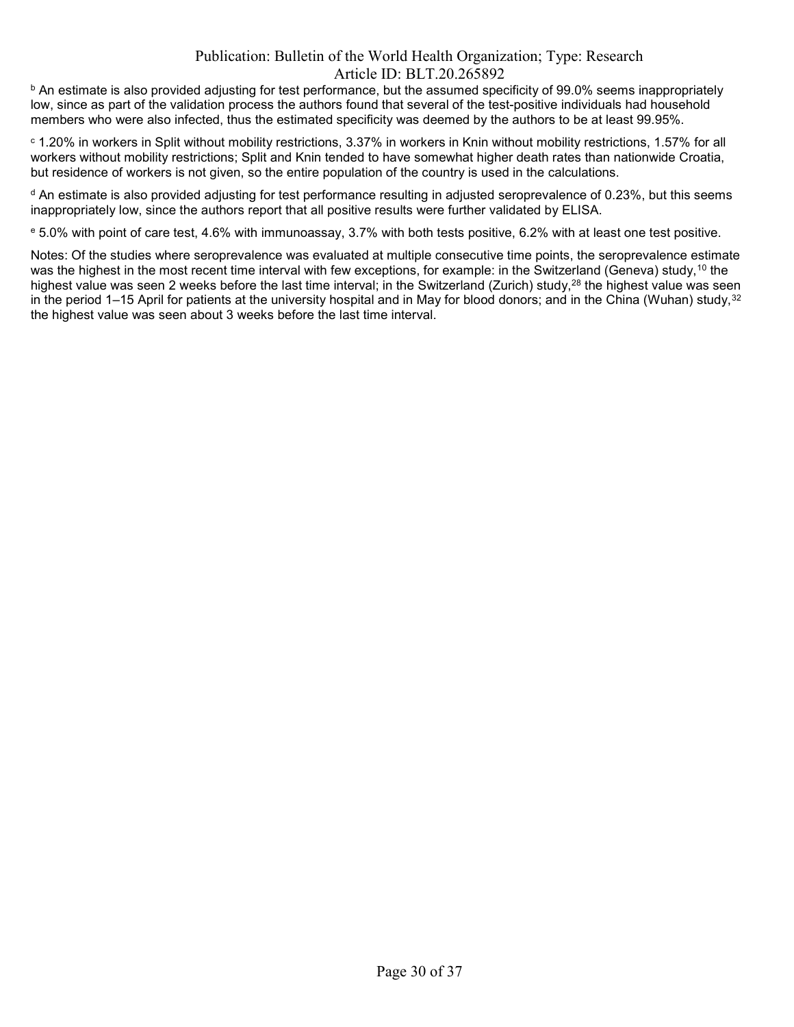[b] An estimate is also provided adjusting for test performance, but the assumed specificity of 99.0% seems inappropriately low, since as part of the validation process the authors found that several of the test-positive individuals had household members who were also infected, thus the estimated specificity was deemed by the authors to be at least 99.95%.

[c] 1.20% in workers in Split without mobility restrictions, 3.37% in workers in Knin without mobility restrictions, 1.57% for all workers without mobility restrictions; Split and Knin tended to have somewhat higher death rates than nationwide Croatia, but residence of workers is not given, so the entire population of the country is used in the calculations.

[d] An estimate is also provided adjusting for test performance resulting in adjusted seroprevalence of 0.23%, but this seems inappropriately low, since the authors report that all positive results were further validated by ELISA.

[e] 5.0% with point of care test, 4.6% with immunoassay, 3.7% with both tests positive, 6.2% with at least one test positive.

Notes: Of the studies where seroprevalence was evaluated at multiple consecutive time points, the seroprevalence estimate was the highest in the most recent time interval with few exceptions, for example: in the Switzerland (Geneva) study,[10] the highest value was seen 2 weeks before the last time interval; in the Switzerland (Zurich) study,[28] the highest value was seen in the period 1–15 April for patients at the university hospital and in May for blood donors; and in the China (Wuhan) study,[32] the highest value was seen about 3 weeks before the last time interval.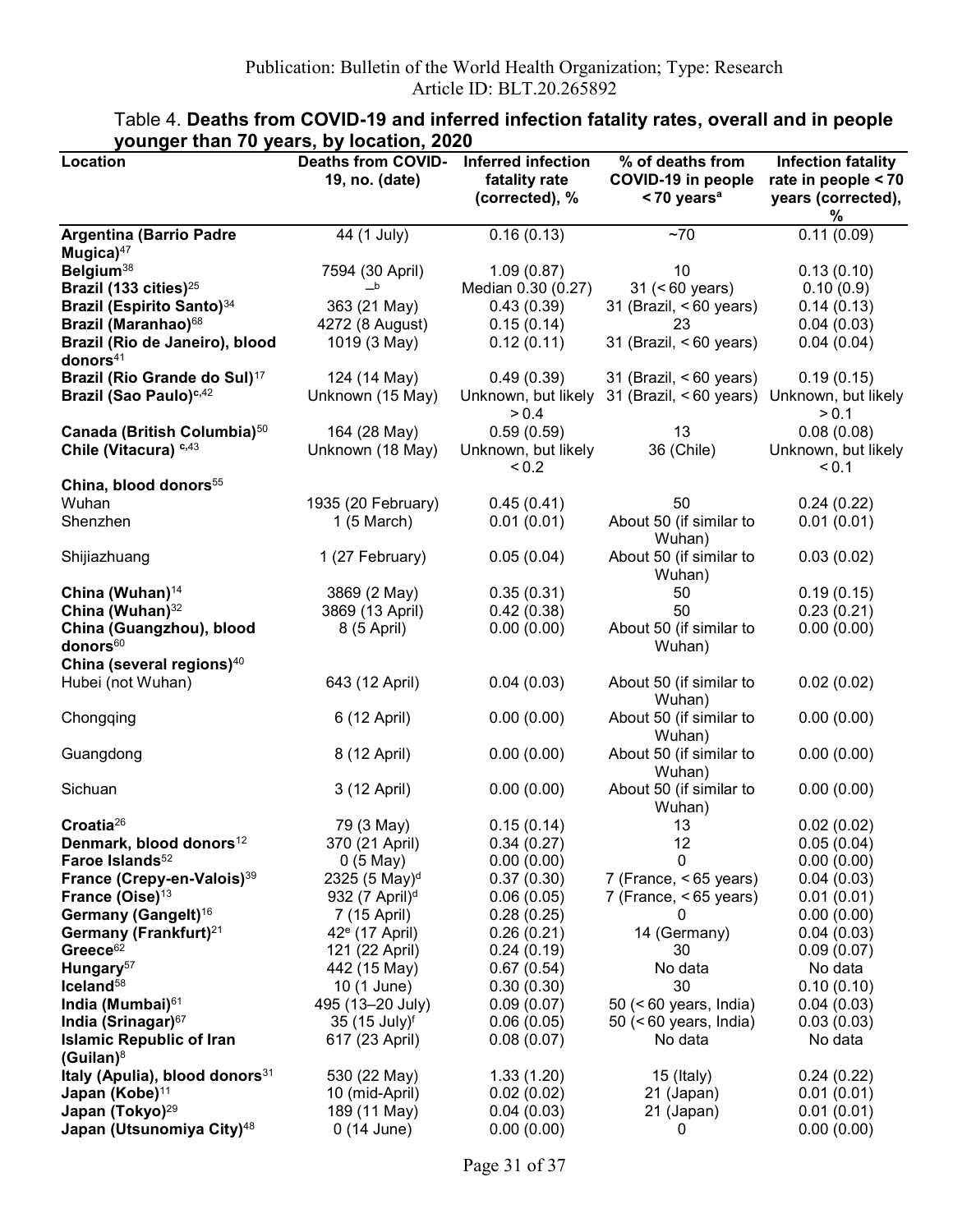Table 4. **Deaths from COVID-19 and inferred infection fatality rates, overall and in people younger than 70 years, by location, 2020**

| Location | Deaths from COVID-19, no. (date) | Inferred infection fatality rate (corrected), % | % of deaths from COVID-19 in people < 70 years[a] | Infection fatality rate in people < 70 years (corrected), % |
|---|---|---|---|---|
| **Argentina (Barrio Padre Mugica)**[47] | 44 (1 July) | 0.16 (0.13) | ~70 | 0.11 (0.09) |
| **Belgium**[38] | 7594 (30 April) | 1.09 (0.87) | 10 | 0.13 (0.10) |
| **Brazil (133 cities)**[25] | –[b] | Median 0.30 (0.27) | 31 (< 60 years) | 0.10 (0.9) |
| **Brazil (Espirito Santo)**[34] | 363 (21 May) | 0.43 (0.39) | 31 (Brazil, < 60 years) | 0.14 (0.13) |
| **Brazil (Maranhao)**[68] | 4272 (8 August) | 0.15 (0.14) | 23 | 0.04 (0.03) |
| **Brazil (Rio de Janeiro), blood donors**[41] | 1019 (3 May) | 0.12 (0.11) | 31 (Brazil, < 60 years) | 0.04 (0.04) |
| **Brazil (Rio Grande do Sul)**[17] | 124 (14 May) | 0.49 (0.39) | 31 (Brazil, < 60 years) | 0.19 (0.15) |
| **Brazil (Sao Paulo)**[c,42] | Unknown (15 May) | Unknown, but likely > 0.4 | 31 (Brazil, < 60 years) | Unknown, but likely > 0.1 |
| **Canada (British Columbia)**[50] | 164 (28 May) | 0.59 (0.59) | 13 | 0.08 (0.08) |
| **Chile (Vitacura)** [c,43] | Unknown (18 May) | Unknown, but likely < 0.2 | 36 (Chile) | Unknown, but likely < 0.1 |
| **China, blood donors**[55] | | | | |
| Wuhan | 1935 (20 February) | 0.45 (0.41) | 50 | 0.24 (0.22) |
| Shenzhen | 1 (5 March) | 0.01 (0.01) | About 50 (if similar to Wuhan) | 0.01 (0.01) |
| Shijiazhuang | 1 (27 February) | 0.05 (0.04) | About 50 (if similar to Wuhan) | 0.03 (0.02) |
| **China (Wuhan)**[14] | 3869 (2 May) | 0.35 (0.31) | 50 | 0.19 (0.15) |
| **China (Wuhan)**[32] | 3869 (13 April) | 0.42 (0.38) | 50 | 0.23 (0.21) |
| **China (Guangzhou), blood donors**[60] | 8 (5 April) | 0.00 (0.00) | About 50 (if similar to Wuhan) | 0.00 (0.00) |
| **China (several regions)**[40] | | | | |
| Hubei (not Wuhan) | 643 (12 April) | 0.04 (0.03) | About 50 (if similar to Wuhan) | 0.02 (0.02) |
| Chongqing | 6 (12 April) | 0.00 (0.00) | About 50 (if similar to Wuhan) | 0.00 (0.00) |
| Guangdong | 8 (12 April) | 0.00 (0.00) | About 50 (if similar to Wuhan) | 0.00 (0.00) |
| Sichuan | 3 (12 April) | 0.00 (0.00) | About 50 (if similar to Wuhan) | 0.00 (0.00) |
| **Croatia**[26] | 79 (3 May) | 0.15 (0.14) | 13 | 0.02 (0.02) |
| **Denmark, blood donors**[12] | 370 (21 April) | 0.34 (0.27) | 12 | 0.05 (0.04) |
| **Faroe Islands**[52] | 0 (5 May) | 0.00 (0.00) | 0 | 0.00 (0.00) |
| **France (Crepy-en-Valois)**[39] | 2325 (5 May)[d] | 0.37 (0.30) | 7 (France, < 65 years) | 0.04 (0.03) |
| **France (Oise)**[13] | 932 (7 April)[d] | 0.06 (0.05) | 7 (France, < 65 years) | 0.01 (0.01) |
| **Germany (Gangelt)**[16] | 7 (15 April) | 0.28 (0.25) | 0 | 0.00 (0.00) |
| **Germany (Frankfurt)**[21] | 42[e] (17 April) | 0.26 (0.21) | 14 (Germany) | 0.04 (0.03) |
| **Greece**[62] | 121 (22 April) | 0.24 (0.19) | 30 | 0.09 (0.07) |
| **Hungary**[57] | 442 (15 May) | 0.67 (0.54) | No data | No data |
| **Iceland**[58] | 10 (1 June) | 0.30 (0.30) | 30 | 0.10 (0.10) |
| **India (Mumbai)**[61] | 495 (13–20 July) | 0.09 (0.07) | 50 (< 60 years, India) | 0.04 (0.03) |
| **India (Srinagar)**[67] | 35 (15 July)[f] | 0.06 (0.05) | 50 (< 60 years, India) | 0.03 (0.03) |
| **Islamic Republic of Iran (Guilan)**[8] | 617 (23 April) | 0.08 (0.07) | No data | No data |
| **Italy (Apulia), blood donors**[31] | 530 (22 May) | 1.33 (1.20) | 15 (Italy) | 0.24 (0.22) |
| **Japan (Kobe)**[11] | 10 (mid-April) | 0.02 (0.02) | 21 (Japan) | 0.01 (0.01) |
| **Japan (Tokyo)**[29] | 189 (11 May) | 0.04 (0.03) | 21 (Japan) | 0.01 (0.01) |
| **Japan (Utsunomiya City)**[48] | 0 (14 June) | 0.00 (0.00) | 0 | 0.00 (0.00) |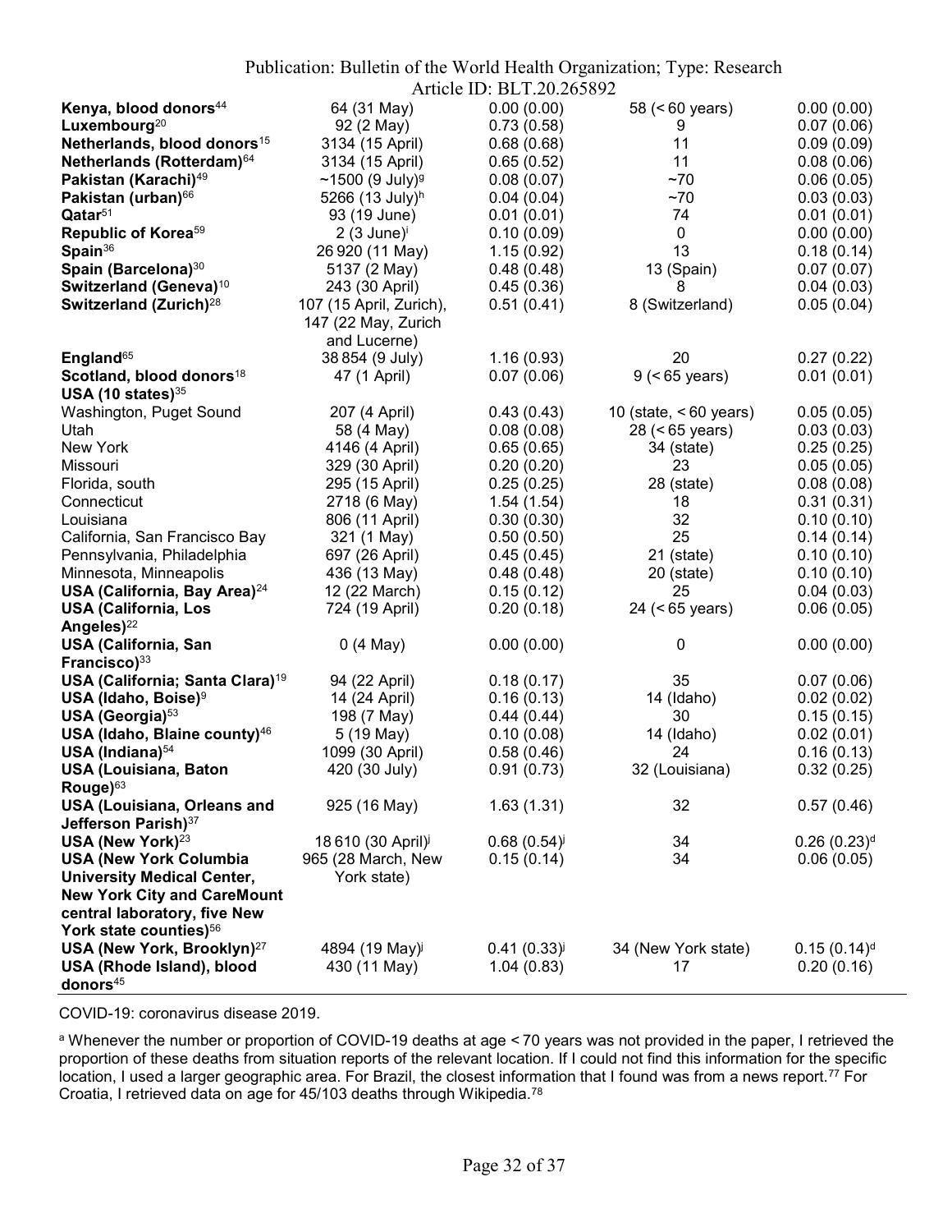| | | | | |
|---|---|---|---|---|
| **Kenya, blood donors**[44] | 64 (31 May) | 0.00 (0.00) | 58 (< 60 years) | 0.00 (0.00) |
| **Luxembourg**[20] | 92 (2 May) | 0.73 (0.58) | 9 | 0.07 (0.06) |
| **Netherlands, blood donors**[15] | 3134 (15 April) | 0.68 (0.68) | 11 | 0.09 (0.09) |
| **Netherlands (Rotterdam)**[64] | 3134 (15 April) | 0.65 (0.52) | 11 | 0.08 (0.06) |
| **Pakistan (Karachi)**[49] | ~1500 (9 July)[g] | 0.08 (0.07) | ~70 | 0.06 (0.05) |
| **Pakistan (urban)**[66] | 5266 (13 July)[h] | 0.04 (0.04) | ~70 | 0.03 (0.03) |
| **Qatar**[51] | 93 (19 June) | 0.01 (0.01) | 74 | 0.01 (0.01) |
| **Republic of Korea**[59] | 2 (3 June)[i] | 0.10 (0.09) | 0 | 0.00 (0.00) |
| **Spain**[36] | 26 920 (11 May) | 1.15 (0.92) | 13 | 0.18 (0.14) |
| **Spain (Barcelona)**[30] | 5137 (2 May) | 0.48 (0.48) | 13 (Spain) | 0.07 (0.07) |
| **Switzerland (Geneva)**[10] | 243 (30 April) | 0.45 (0.36) | 8 | 0.04 (0.03) |
| **Switzerland (Zurich)**[28] | 107 (15 April, Zurich), 147 (22 May, Zurich and Lucerne) | 0.51 (0.41) | 8 (Switzerland) | 0.05 (0.04) |
| **England**[65] | 38 854 (9 July) | 1.16 (0.93) | 20 | 0.27 (0.22) |
| **Scotland, blood donors**[18] | 47 (1 April) | 0.07 (0.06) | 9 (< 65 years) | 0.01 (0.01) |
| **USA (10 states)**[35] | | | | |
| Washington, Puget Sound | 207 (4 April) | 0.43 (0.43) | 10 (state, < 60 years) | 0.05 (0.05) |
| Utah | 58 (4 May) | 0.08 (0.08) | 28 (< 65 years) | 0.03 (0.03) |
| New York | 4146 (4 April) | 0.65 (0.65) | 34 (state) | 0.25 (0.25) |
| Missouri | 329 (30 April) | 0.20 (0.20) | 23 | 0.05 (0.05) |
| Florida, south | 295 (15 April) | 0.25 (0.25) | 28 (state) | 0.08 (0.08) |
| Connecticut | 2718 (6 May) | 1.54 (1.54) | 18 | 0.31 (0.31) |
| Louisiana | 806 (11 April) | 0.30 (0.30) | 32 | 0.10 (0.10) |
| California, San Francisco Bay | 321 (1 May) | 0.50 (0.50) | 25 | 0.14 (0.14) |
| Pennsylvania, Philadelphia | 697 (26 April) | 0.45 (0.45) | 21 (state) | 0.10 (0.10) |
| Minnesota, Minneapolis | 436 (13 May) | 0.48 (0.48) | 20 (state) | 0.10 (0.10) |
| **USA (California, Bay Area)**[24] | 12 (22 March) | 0.15 (0.12) | 25 | 0.04 (0.03) |
| **USA (California, Los Angeles)**[22] | 724 (19 April) | 0.20 (0.18) | 24 (< 65 years) | 0.06 (0.05) |
| **USA (California, San Francisco)**[33] | 0 (4 May) | 0.00 (0.00) | 0 | 0.00 (0.00) |
| **USA (California; Santa Clara)**[19] | 94 (22 April) | 0.18 (0.17) | 35 | 0.07 (0.06) |
| **USA (Idaho, Boise)**[9] | 14 (24 April) | 0.16 (0.13) | 14 (Idaho) | 0.02 (0.02) |
| **USA (Georgia)**[53] | 198 (7 May) | 0.44 (0.44) | 30 | 0.15 (0.15) |
| **USA (Idaho, Blaine county)**[46] | 5 (19 May) | 0.10 (0.08) | 14 (Idaho) | 0.02 (0.01) |
| **USA (Indiana)**[54] | 1099 (30 April) | 0.58 (0.46) | 24 | 0.16 (0.13) |
| **USA (Louisiana, Baton Rouge)**[63] | 420 (30 July) | 0.91 (0.73) | 32 (Louisiana) | 0.32 (0.25) |
| **USA (Louisiana, Orleans and Jefferson Parish)**[37] | 925 (16 May) | 1.63 (1.31) | 32 | 0.57 (0.46) |
| **USA (New York)**[23] | 18 610 (30 April)[j] | 0.68 (0.54)[j] | 34 | 0.26 (0.23)[d] |
| **USA (New York Columbia University Medical Center, New York City and CareMount central laboratory, five New York state counties)**[56] | 965 (28 March, New York state) | 0.15 (0.14) | 34 | 0.06 (0.05) |
| **USA (New York, Brooklyn)**[27] | 4894 (19 May)[j] | 0.41 (0.33)[j] | 34 (New York state) | 0.15 (0.14)[d] |
| **USA (Rhode Island), blood donors**[45] | 430 (11 May) | 1.04 (0.83) | 17 | 0.20 (0.16) |

COVID-19: coronavirus disease 2019.

[a] Whenever the number or proportion of COVID-19 deaths at age < 70 years was not provided in the paper, I retrieved the proportion of these deaths from situation reports of the relevant location. If I could not find this information for the specific location, I used a larger geographic area. For Brazil, the closest information that I found was from a news report.[77] For Croatia, I retrieved data on age for 45/103 deaths through Wikipedia.[78]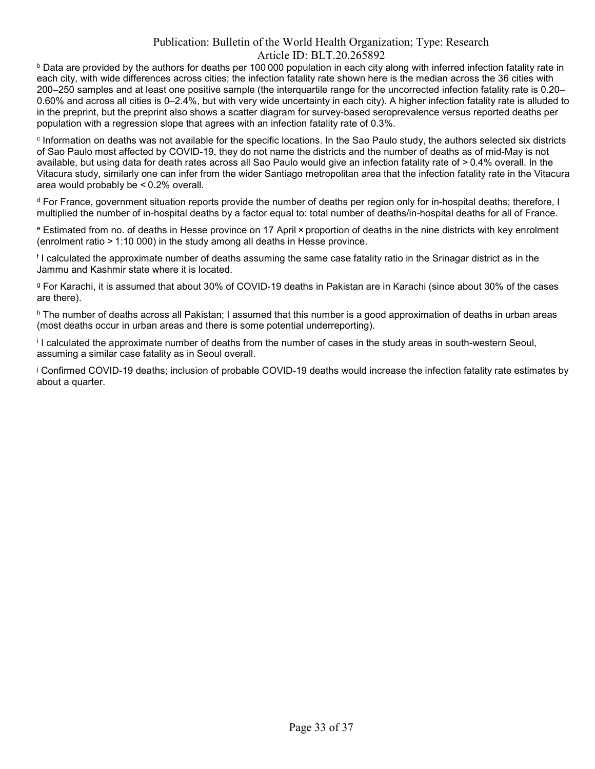[b] Data are provided by the authors for deaths per 100 000 population in each city along with inferred infection fatality rate in each city, with wide differences across cities; the infection fatality rate shown here is the median across the 36 cities with 200–250 samples and at least one positive sample (the interquartile range for the uncorrected infection fatality rate is 0.20–0.60% and across all cities is 0–2.4%, but with very wide uncertainty in each city). A higher infection fatality rate is alluded to in the preprint, but the preprint also shows a scatter diagram for survey-based seroprevalence versus reported deaths per population with a regression slope that agrees with an infection fatality rate of 0.3%.

[c] Information on deaths was not available for the specific locations. In the Sao Paulo study, the authors selected six districts of Sao Paulo most affected by COVID-19, they do not name the districts and the number of deaths as of mid-May is not available, but using data for death rates across all Sao Paulo would give an infection fatality rate of > 0.4% overall. In the Vitacura study, similarly one can infer from the wider Santiago metropolitan area that the infection fatality rate in the Vitacura area would probably be < 0.2% overall.

[d] For France, government situation reports provide the number of deaths per region only for in-hospital deaths; therefore, I multiplied the number of in-hospital deaths by a factor equal to: total number of deaths/in-hospital deaths for all of France.

[e] Estimated from no. of deaths in Hesse province on 17 April × proportion of deaths in the nine districts with key enrolment (enrolment ratio > 1:10 000) in the study among all deaths in Hesse province.

[f] I calculated the approximate number of deaths assuming the same case fatality ratio in the Srinagar district as in the Jammu and Kashmir state where it is located.

[g] For Karachi, it is assumed that about 30% of COVID-19 deaths in Pakistan are in Karachi (since about 30% of the cases are there).

[h] The number of deaths across all Pakistan; I assumed that this number is a good approximation of deaths in urban areas (most deaths occur in urban areas and there is some potential underreporting).

[i] I calculated the approximate number of deaths from the number of cases in the study areas in south-western Seoul, assuming a similar case fatality as in Seoul overall.

[j] Confirmed COVID-19 deaths; inclusion of probable COVID-19 deaths would increase the infection fatality rate estimates by about a quarter.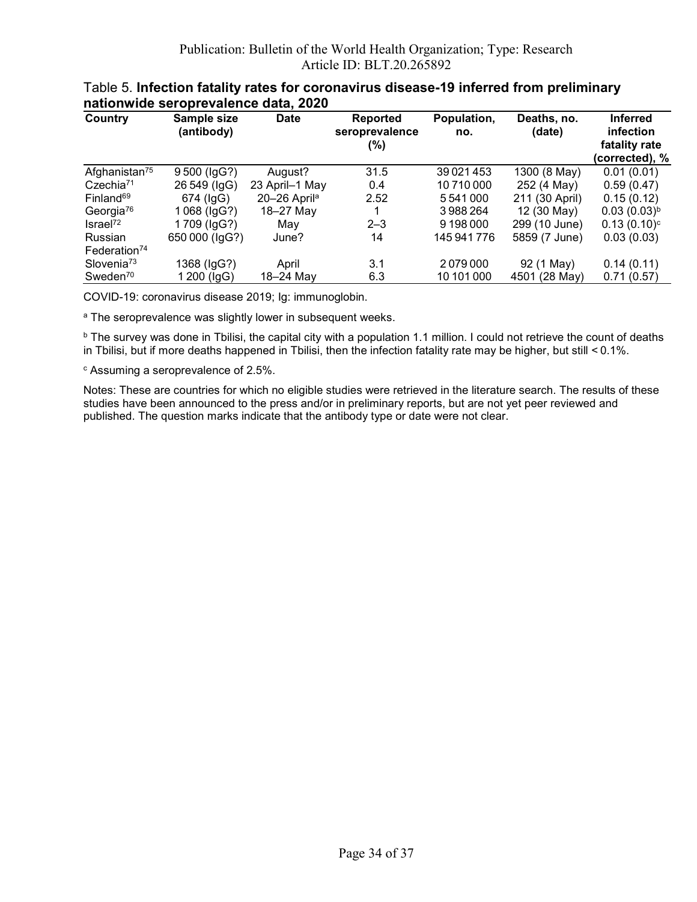Table 5. **Infection fatality rates for coronavirus disease-19 inferred from preliminary nationwide seroprevalence data, 2020**

| Country | Sample size (antibody) | Date | Reported seroprevalence (%) | Population, no. | Deaths, no. (date) | Inferred infection fatality rate (corrected), % |
|---|---|---|---|---|---|---|
| Afghanistan[75] | 9 500 (IgG?) | August? | 31.5 | 39 021 453 | 1300 (8 May) | 0.01 (0.01) |
| Czechia[71] | 26 549 (IgG) | 23 April–1 May | 0.4 | 10 710 000 | 252 (4 May) | 0.59 (0.47) |
| Finland[69] | 674 (IgG) | 20–26 April[a] | 2.52 | 5 541 000 | 211 (30 April) | 0.15 (0.12) |
| Georgia[76] | 1 068 (IgG?) | 18–27 May | 1 | 3 988 264 | 12 (30 May) | 0.03 (0.03)[b] |
| Israel[72] | 1 709 (IgG?) | May | 2–3 | 9 198 000 | 299 (10 June) | 0.13 (0.10)[c] |
| Russian Federation[74] | 650 000 (IgG?) | June? | 14 | 145 941 776 | 5859 (7 June) | 0.03 (0.03) |
| Slovenia[73] | 1368 (IgG?) | April | 3.1 | 2 079 000 | 92 (1 May) | 0.14 (0.11) |
| Sweden[70] | 1 200 (IgG) | 18–24 May | 6.3 | 10 101 000 | 4501 (28 May) | 0.71 (0.57) |

COVID-19: coronavirus disease 2019; Ig: immunoglobin.

[a] The seroprevalence was slightly lower in subsequent weeks.

[b] The survey was done in Tbilisi, the capital city with a population 1.1 million. I could not retrieve the count of deaths in Tbilisi, but if more deaths happened in Tbilisi, then the infection fatality rate may be higher, but still < 0.1%.

[c] Assuming a seroprevalence of 2.5%.

Notes: These are countries for which no eligible studies were retrieved in the literature search. The results of these studies have been announced to the press and/or in preliminary reports, but are not yet peer reviewed and published. The question marks indicate that the antibody type or date were not clear.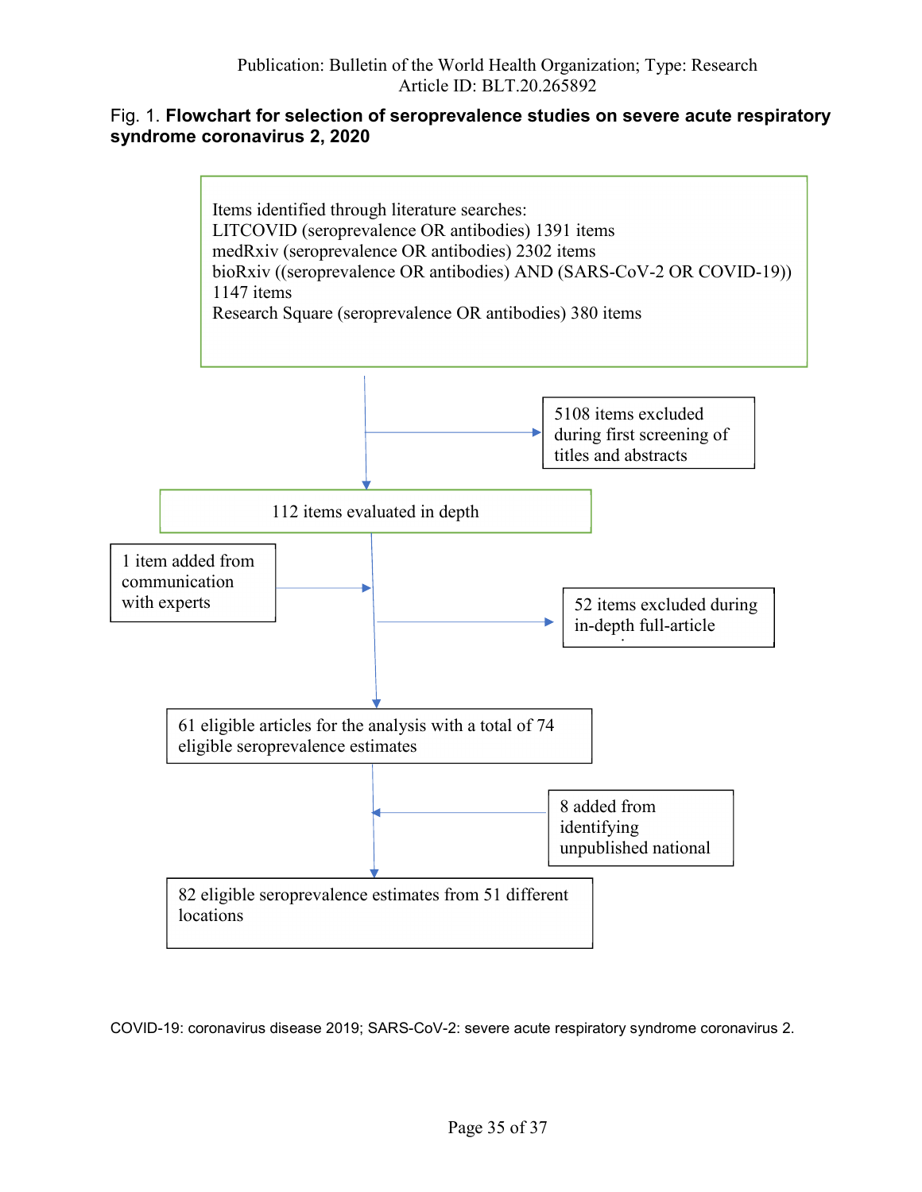Fig. 1. **Flowchart for selection of seroprevalence studies on severe acute respiratory syndrome coronavirus 2, 2020**

Items identified through literature searches:
LITCOVID (seroprevalence OR antibodies) 1391 items
medRxiv (seroprevalence OR antibodies) 2302 items
bioRxiv ((seroprevalence OR antibodies) AND (SARS-CoV-2 OR COVID-19)) 1147 items
Research Square (seroprevalence OR antibodies) 380 items

5108 items excluded during first screening of titles and abstracts

112 items evaluated in depth

1 item added from communication with experts

52 items excluded during in-depth full-article

61 eligible articles for the analysis with a total of 74 eligible seroprevalence estimates

8 added from identifying unpublished national

82 eligible seroprevalence estimates from 51 different locations

COVID-19: coronavirus disease 2019; SARS-CoV-2: severe acute respiratory syndrome coronavirus 2.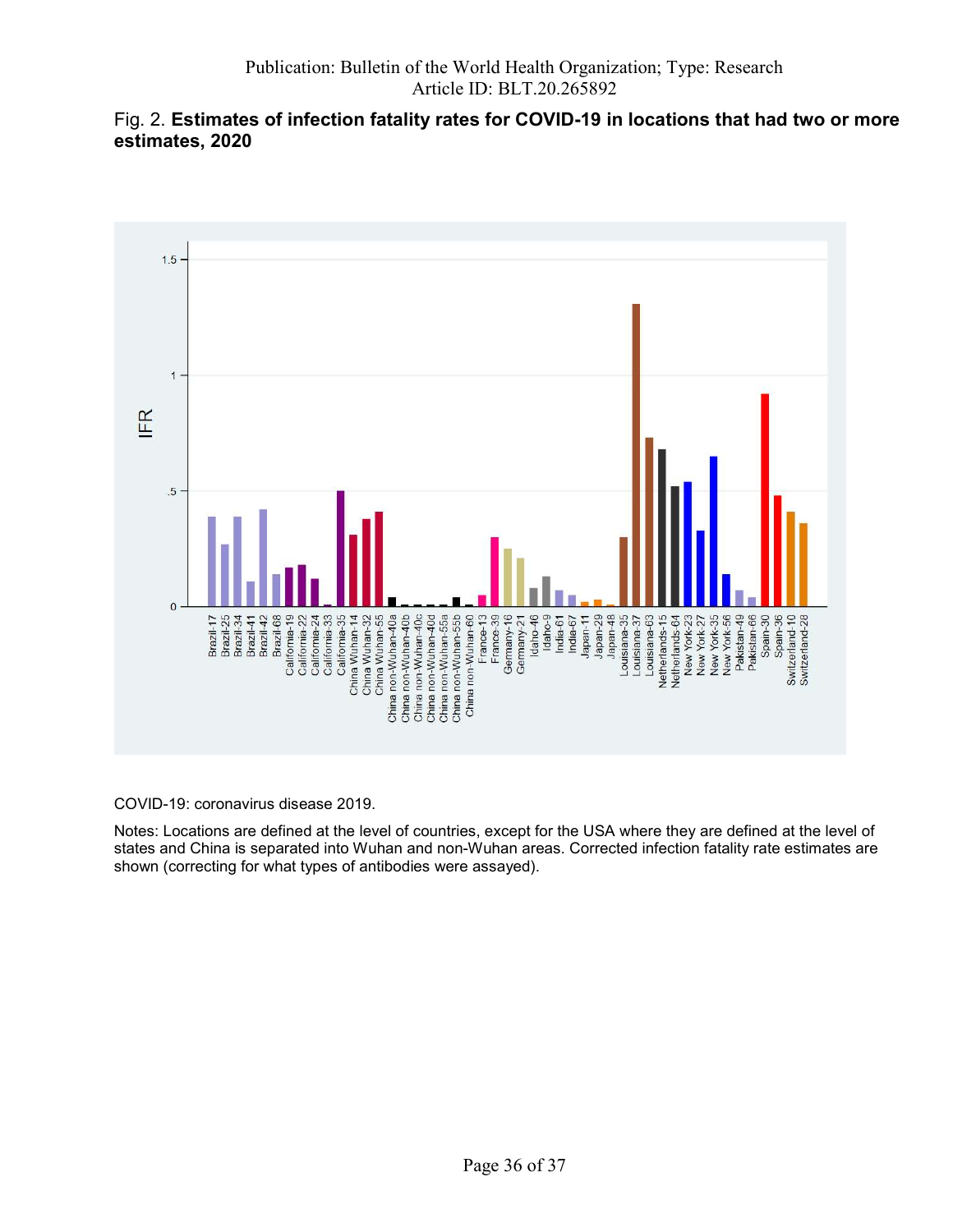Fig. 2. **Estimates of infection fatality rates for COVID-19 in locations that had two or more estimates, 2020**

COVID-19: coronavirus disease 2019.

Notes: Locations are defined at the level of countries, except for the USA where they are defined at the level of states and China is separated into Wuhan and non-Wuhan areas. Corrected infection fatality rate estimates are shown (correcting for what types of antibodies were assayed).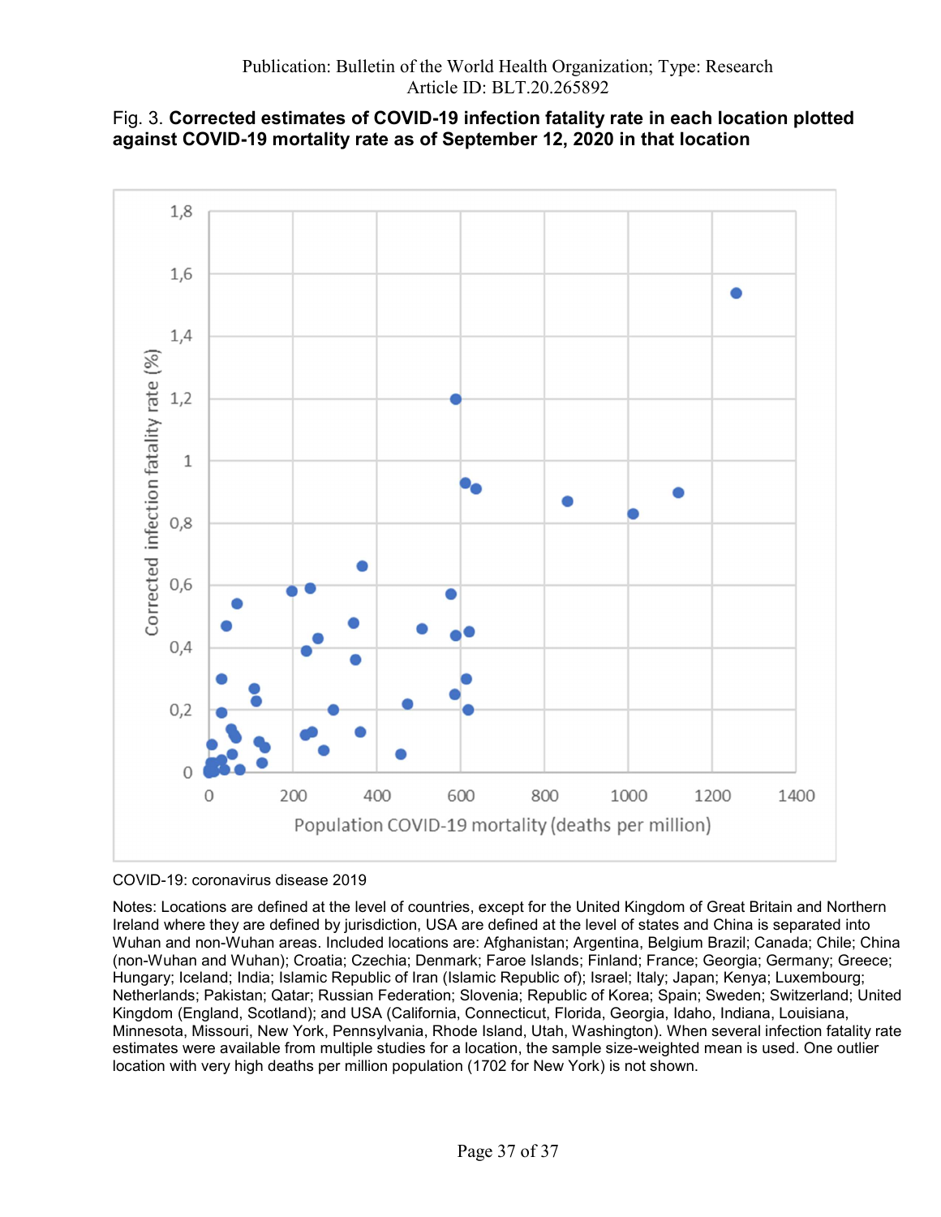Fig. 3. **Corrected estimates of COVID-19 infection fatality rate in each location plotted against COVID-19 mortality rate as of September 12, 2020 in that location**

Corrected infection fatality rate (%)

1,8
1,6
1,4
1,2
1
0,8
0,6
0,4
0,2
0

0
200
400
600
800
1000
1200
1400

Population COVID-19 mortality (deaths per million)

COVID-19: coronavirus disease 2019

Notes: Locations are defined at the level of countries, except for the United Kingdom of Great Britain and Northern Ireland where they are defined by jurisdiction, USA are defined at the level of states and China is separated into Wuhan and non-Wuhan areas. Included locations are: Afghanistan; Argentina, Belgium Brazil; Canada; Chile; China (non-Wuhan and Wuhan); Croatia; Czechia; Denmark; Faroe Islands; Finland; France; Georgia; Germany; Greece; Hungary; Iceland; India; Islamic Republic of Iran (Islamic Republic of); Israel; Italy; Japan; Kenya; Luxembourg; Netherlands; Pakistan; Qatar; Russian Federation; Slovenia; Republic of Korea; Spain; Sweden; Switzerland; United Kingdom (England, Scotland); and USA (California, Connecticut, Florida, Georgia, Idaho, Indiana, Louisiana, Minnesota, Missouri, New York, Pennsylvania, Rhode Island, Utah, Washington). When several infection fatality rate estimates were available from multiple studies for a location, the sample size-weighted mean is used. One outlier location with very high deaths per million population (1702 for New York) is not shown.